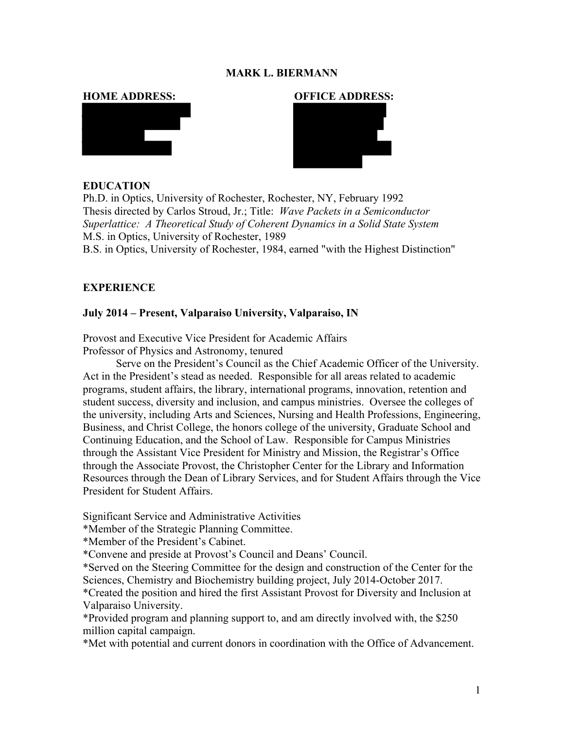# MARK L. BIERMANN

**HOME ADDRESS:**

**OFFICE ADDRESS:**

## EDUCATION

Ph.D. in Optics, University of Rochester, Rochester, NY, February 1992
Thesis directed by Carlos Stroud, Jr.; Title: *Wave Packets in a Semiconductor Superlattice: A Theoretical Study of Coherent Dynamics in a Solid State System*
M.S. in Optics, University of Rochester, 1989
B.S. in Optics, University of Rochester, 1984, earned "with the Highest Distinction"

## EXPERIENCE

### July 2014 – Present, Valparaiso University, Valparaiso, IN

Provost and Executive Vice President for Academic Affairs
Professor of Physics and Astronomy, tenured

Serve on the President's Council as the Chief Academic Officer of the University. Act in the President's stead as needed. Responsible for all areas related to academic programs, student affairs, the library, international programs, innovation, retention and student success, diversity and inclusion, and campus ministries. Oversee the colleges of the university, including Arts and Sciences, Nursing and Health Professions, Engineering, Business, and Christ College, the honors college of the university, Graduate School and Continuing Education, and the School of Law. Responsible for Campus Ministries through the Assistant Vice President for Ministry and Mission, the Registrar's Office through the Associate Provost, the Christopher Center for the Library and Information Resources through the Dean of Library Services, and for Student Affairs through the Vice President for Student Affairs.

Significant Service and Administrative Activities

*Member of the Strategic Planning Committee.
*Member of the President's Cabinet.
*Convene and preside at Provost's Council and Deans' Council.
*Served on the Steering Committee for the design and construction of the Center for the Sciences, Chemistry and Biochemistry building project, July 2014-October 2017.
*Created the position and hired the first Assistant Provost for Diversity and Inclusion at Valparaiso University.
*Provided program and planning support to, and am directly involved with, the $250 million capital campaign.
*Met with potential and current donors in coordination with the Office of Advancement.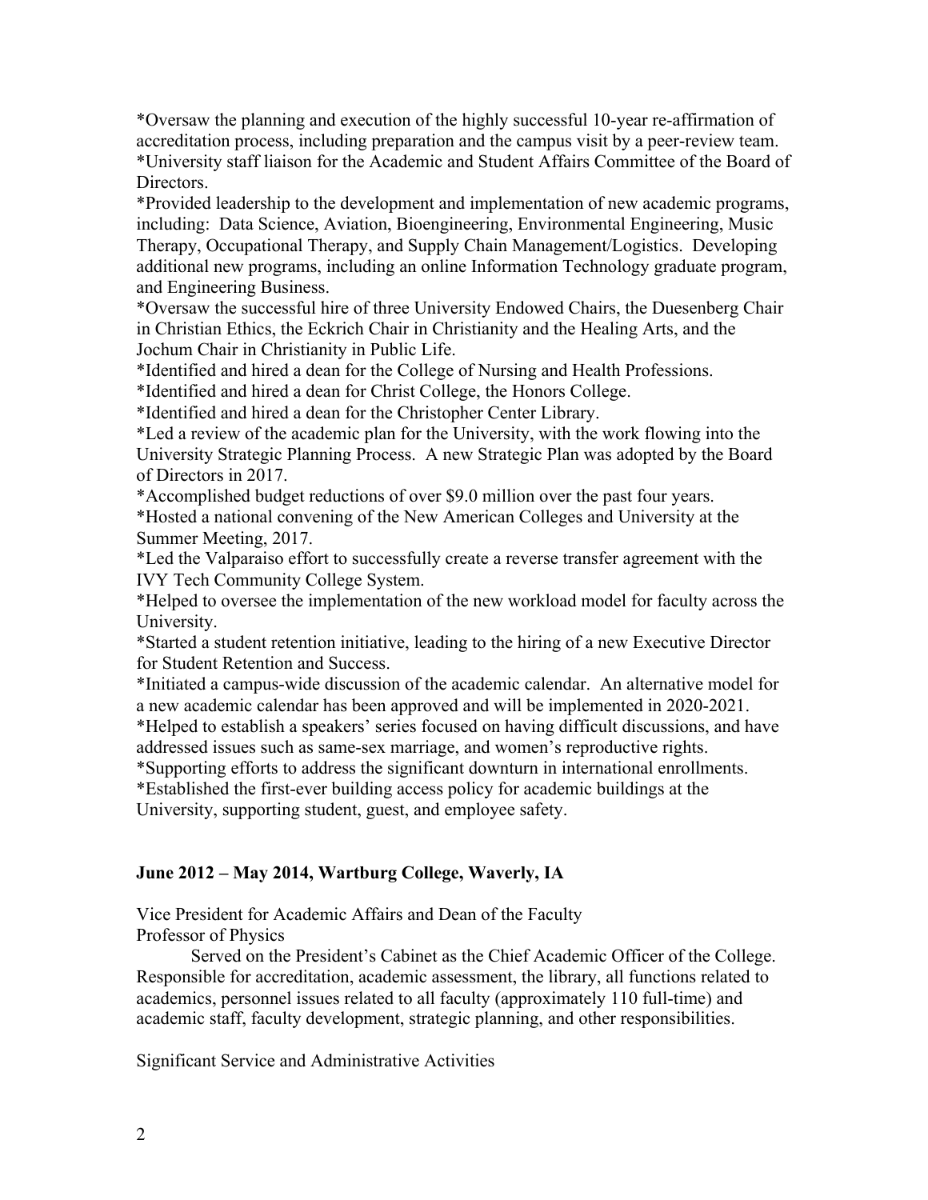*Oversaw the planning and execution of the highly successful 10-year re-affirmation of accreditation process, including preparation and the campus visit by a peer-review team.
*University staff liaison for the Academic and Student Affairs Committee of the Board of Directors.
*Provided leadership to the development and implementation of new academic programs, including: Data Science, Aviation, Bioengineering, Environmental Engineering, Music Therapy, Occupational Therapy, and Supply Chain Management/Logistics. Developing additional new programs, including an online Information Technology graduate program, and Engineering Business.
*Oversaw the successful hire of three University Endowed Chairs, the Duesenberg Chair in Christian Ethics, the Eckrich Chair in Christianity and the Healing Arts, and the Jochum Chair in Christianity in Public Life.
*Identified and hired a dean for the College of Nursing and Health Professions.
*Identified and hired a dean for Christ College, the Honors College.
*Identified and hired a dean for the Christopher Center Library.
*Led a review of the academic plan for the University, with the work flowing into the University Strategic Planning Process. A new Strategic Plan was adopted by the Board of Directors in 2017.
*Accomplished budget reductions of over $9.0 million over the past four years.
*Hosted a national convening of the New American Colleges and University at the Summer Meeting, 2017.
*Led the Valparaiso effort to successfully create a reverse transfer agreement with the IVY Tech Community College System.
*Helped to oversee the implementation of the new workload model for faculty across the University.
*Started a student retention initiative, leading to the hiring of a new Executive Director for Student Retention and Success.
*Initiated a campus-wide discussion of the academic calendar. An alternative model for a new academic calendar has been approved and will be implemented in 2020-2021.
*Helped to establish a speakers' series focused on having difficult discussions, and have addressed issues such as same-sex marriage, and women's reproductive rights.
*Supporting efforts to address the significant downturn in international enrollments.
*Established the first-ever building access policy for academic buildings at the University, supporting student, guest, and employee safety.

**June 2012 – May 2014, Wartburg College, Waverly, IA**

Vice President for Academic Affairs and Dean of the Faculty
Professor of Physics

Served on the President's Cabinet as the Chief Academic Officer of the College. Responsible for accreditation, academic assessment, the library, all functions related to academics, personnel issues related to all faculty (approximately 110 full-time) and academic staff, faculty development, strategic planning, and other responsibilities.

Significant Service and Administrative Activities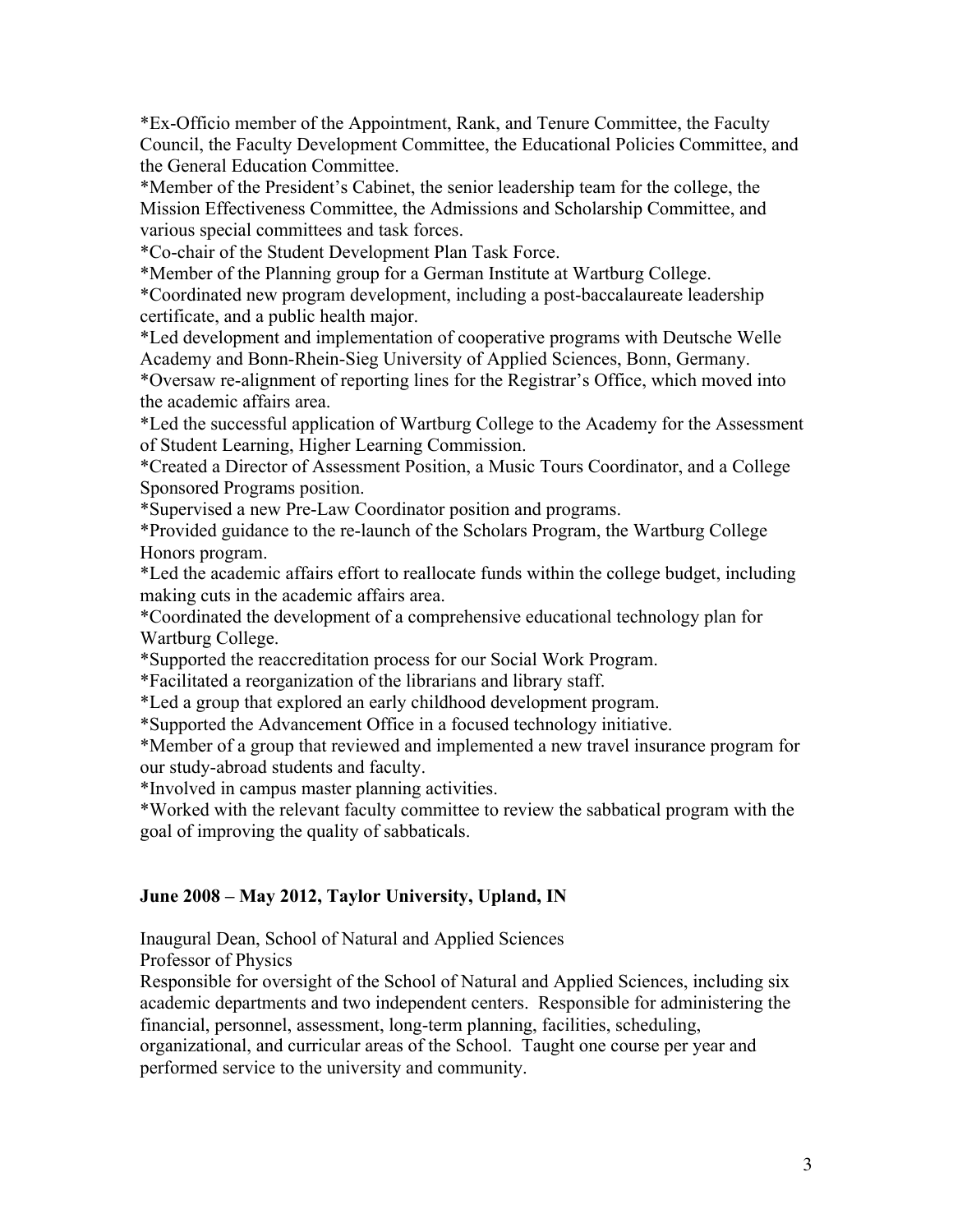*Ex-Officio member of the Appointment, Rank, and Tenure Committee, the Faculty Council, the Faculty Development Committee, the Educational Policies Committee, and the General Education Committee.
*Member of the President's Cabinet, the senior leadership team for the college, the Mission Effectiveness Committee, the Admissions and Scholarship Committee, and various special committees and task forces.
*Co-chair of the Student Development Plan Task Force.
*Member of the Planning group for a German Institute at Wartburg College.
*Coordinated new program development, including a post-baccalaureate leadership certificate, and a public health major.
*Led development and implementation of cooperative programs with Deutsche Welle Academy and Bonn-Rhein-Sieg University of Applied Sciences, Bonn, Germany.
*Oversaw re-alignment of reporting lines for the Registrar's Office, which moved into the academic affairs area.
*Led the successful application of Wartburg College to the Academy for the Assessment of Student Learning, Higher Learning Commission.
*Created a Director of Assessment Position, a Music Tours Coordinator, and a College Sponsored Programs position.
*Supervised a new Pre-Law Coordinator position and programs.
*Provided guidance to the re-launch of the Scholars Program, the Wartburg College Honors program.
*Led the academic affairs effort to reallocate funds within the college budget, including making cuts in the academic affairs area.
*Coordinated the development of a comprehensive educational technology plan for Wartburg College.
*Supported the reaccreditation process for our Social Work Program.
*Facilitated a reorganization of the librarians and library staff.
*Led a group that explored an early childhood development program.
*Supported the Advancement Office in a focused technology initiative.
*Member of a group that reviewed and implemented a new travel insurance program for our study-abroad students and faculty.
*Involved in campus master planning activities.
*Worked with the relevant faculty committee to review the sabbatical program with the goal of improving the quality of sabbaticals.

**June 2008 – May 2012, Taylor University, Upland, IN**

Inaugural Dean, School of Natural and Applied Sciences
Professor of Physics
Responsible for oversight of the School of Natural and Applied Sciences, including six academic departments and two independent centers. Responsible for administering the financial, personnel, assessment, long-term planning, facilities, scheduling, organizational, and curricular areas of the School. Taught one course per year and performed service to the university and community.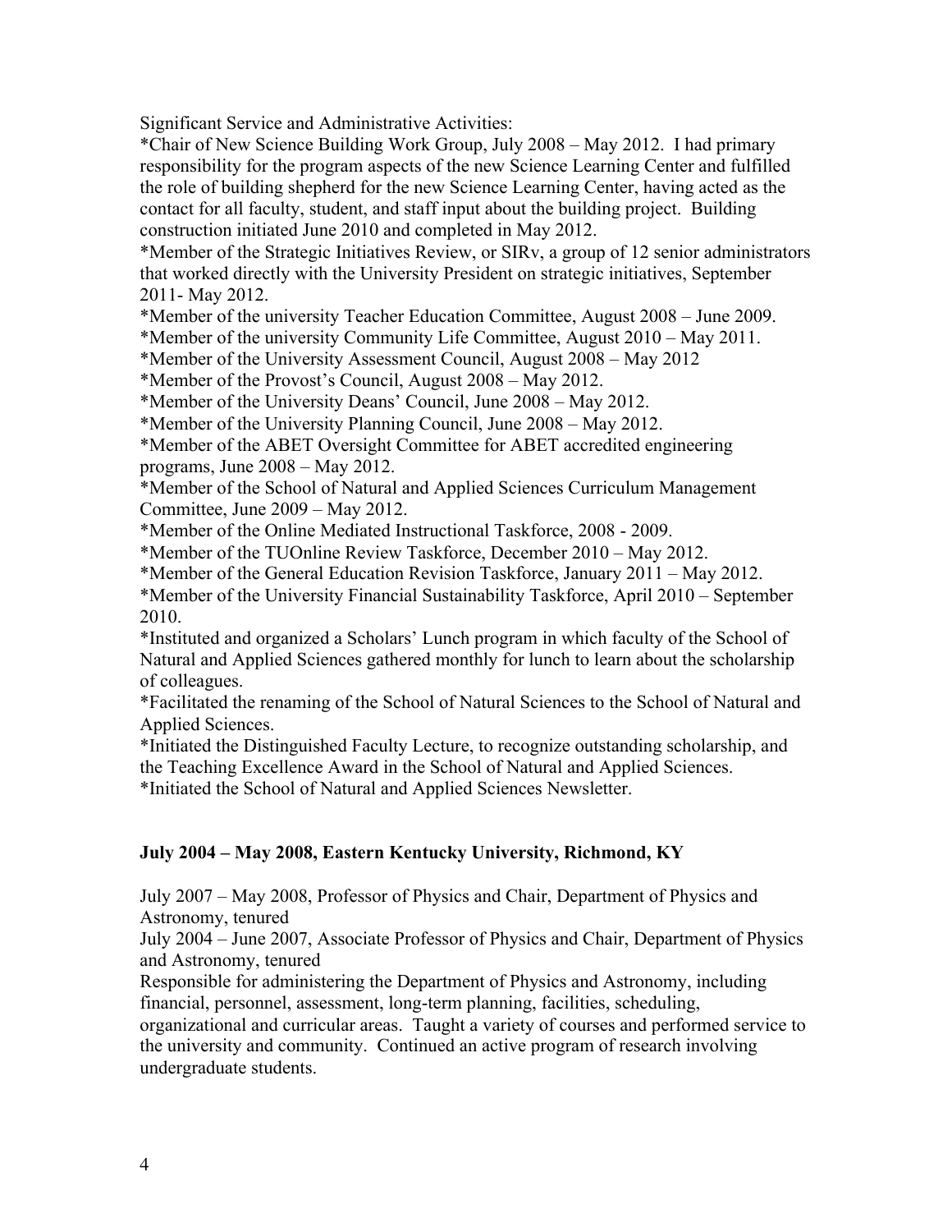Significant Service and Administrative Activities:

*Chair of New Science Building Work Group, July 2008 – May 2012. I had primary responsibility for the program aspects of the new Science Learning Center and fulfilled the role of building shepherd for the new Science Learning Center, having acted as the contact for all faculty, student, and staff input about the building project. Building construction initiated June 2010 and completed in May 2012.

*Member of the Strategic Initiatives Review, or SIRv, a group of 12 senior administrators that worked directly with the University President on strategic initiatives, September 2011- May 2012.

*Member of the university Teacher Education Committee, August 2008 – June 2009.

*Member of the university Community Life Committee, August 2010 – May 2011.

*Member of the University Assessment Council, August 2008 – May 2012

*Member of the Provost's Council, August 2008 – May 2012.

*Member of the University Deans' Council, June 2008 – May 2012.

*Member of the University Planning Council, June 2008 – May 2012.

*Member of the ABET Oversight Committee for ABET accredited engineering programs, June 2008 – May 2012.

*Member of the School of Natural and Applied Sciences Curriculum Management Committee, June 2009 – May 2012.

*Member of the Online Mediated Instructional Taskforce, 2008 - 2009.

*Member of the TUOnline Review Taskforce, December 2010 – May 2012.

*Member of the General Education Revision Taskforce, January 2011 – May 2012.

*Member of the University Financial Sustainability Taskforce, April 2010 – September 2010.

*Instituted and organized a Scholars' Lunch program in which faculty of the School of Natural and Applied Sciences gathered monthly for lunch to learn about the scholarship of colleagues.

*Facilitated the renaming of the School of Natural Sciences to the School of Natural and Applied Sciences.

*Initiated the Distinguished Faculty Lecture, to recognize outstanding scholarship, and the Teaching Excellence Award in the School of Natural and Applied Sciences.

*Initiated the School of Natural and Applied Sciences Newsletter.

**July 2004 – May 2008, Eastern Kentucky University, Richmond, KY**

July 2007 – May 2008, Professor of Physics and Chair, Department of Physics and Astronomy, tenured

July 2004 – June 2007, Associate Professor of Physics and Chair, Department of Physics and Astronomy, tenured

Responsible for administering the Department of Physics and Astronomy, including financial, personnel, assessment, long-term planning, facilities, scheduling, organizational and curricular areas. Taught a variety of courses and performed service to the university and community. Continued an active program of research involving undergraduate students.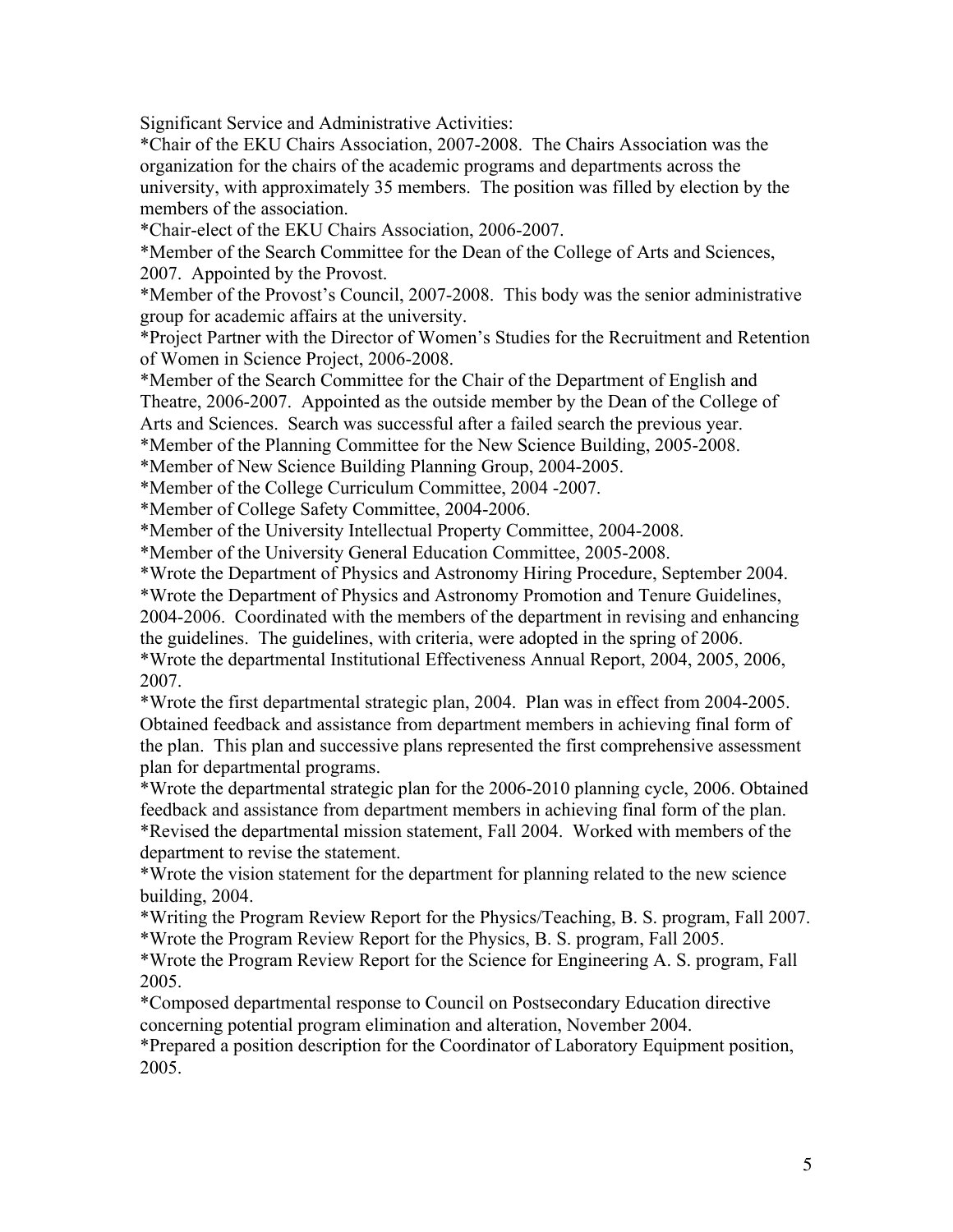Significant Service and Administrative Activities:

*Chair of the EKU Chairs Association, 2007-2008. The Chairs Association was the organization for the chairs of the academic programs and departments across the university, with approximately 35 members. The position was filled by election by the members of the association.

*Chair-elect of the EKU Chairs Association, 2006-2007.

*Member of the Search Committee for the Dean of the College of Arts and Sciences, 2007. Appointed by the Provost.

*Member of the Provost's Council, 2007-2008. This body was the senior administrative group for academic affairs at the university.

*Project Partner with the Director of Women's Studies for the Recruitment and Retention of Women in Science Project, 2006-2008.

*Member of the Search Committee for the Chair of the Department of English and Theatre, 2006-2007. Appointed as the outside member by the Dean of the College of Arts and Sciences. Search was successful after a failed search the previous year.

*Member of the Planning Committee for the New Science Building, 2005-2008.

*Member of New Science Building Planning Group, 2004-2005.

*Member of the College Curriculum Committee, 2004 -2007.

*Member of College Safety Committee, 2004-2006.

*Member of the University Intellectual Property Committee, 2004-2008.

*Member of the University General Education Committee, 2005-2008.

*Wrote the Department of Physics and Astronomy Hiring Procedure, September 2004.

*Wrote the Department of Physics and Astronomy Promotion and Tenure Guidelines, 2004-2006. Coordinated with the members of the department in revising and enhancing the guidelines. The guidelines, with criteria, were adopted in the spring of 2006.

*Wrote the departmental Institutional Effectiveness Annual Report, 2004, 2005, 2006, 2007.

*Wrote the first departmental strategic plan, 2004. Plan was in effect from 2004-2005. Obtained feedback and assistance from department members in achieving final form of the plan. This plan and successive plans represented the first comprehensive assessment plan for departmental programs.

*Wrote the departmental strategic plan for the 2006-2010 planning cycle, 2006. Obtained feedback and assistance from department members in achieving final form of the plan.

*Revised the departmental mission statement, Fall 2004. Worked with members of the department to revise the statement.

*Wrote the vision statement for the department for planning related to the new science building, 2004.

*Writing the Program Review Report for the Physics/Teaching, B. S. program, Fall 2007.

*Wrote the Program Review Report for the Physics, B. S. program, Fall 2005.

*Wrote the Program Review Report for the Science for Engineering A. S. program, Fall 2005.

*Composed departmental response to Council on Postsecondary Education directive concerning potential program elimination and alteration, November 2004.

*Prepared a position description for the Coordinator of Laboratory Equipment position, 2005.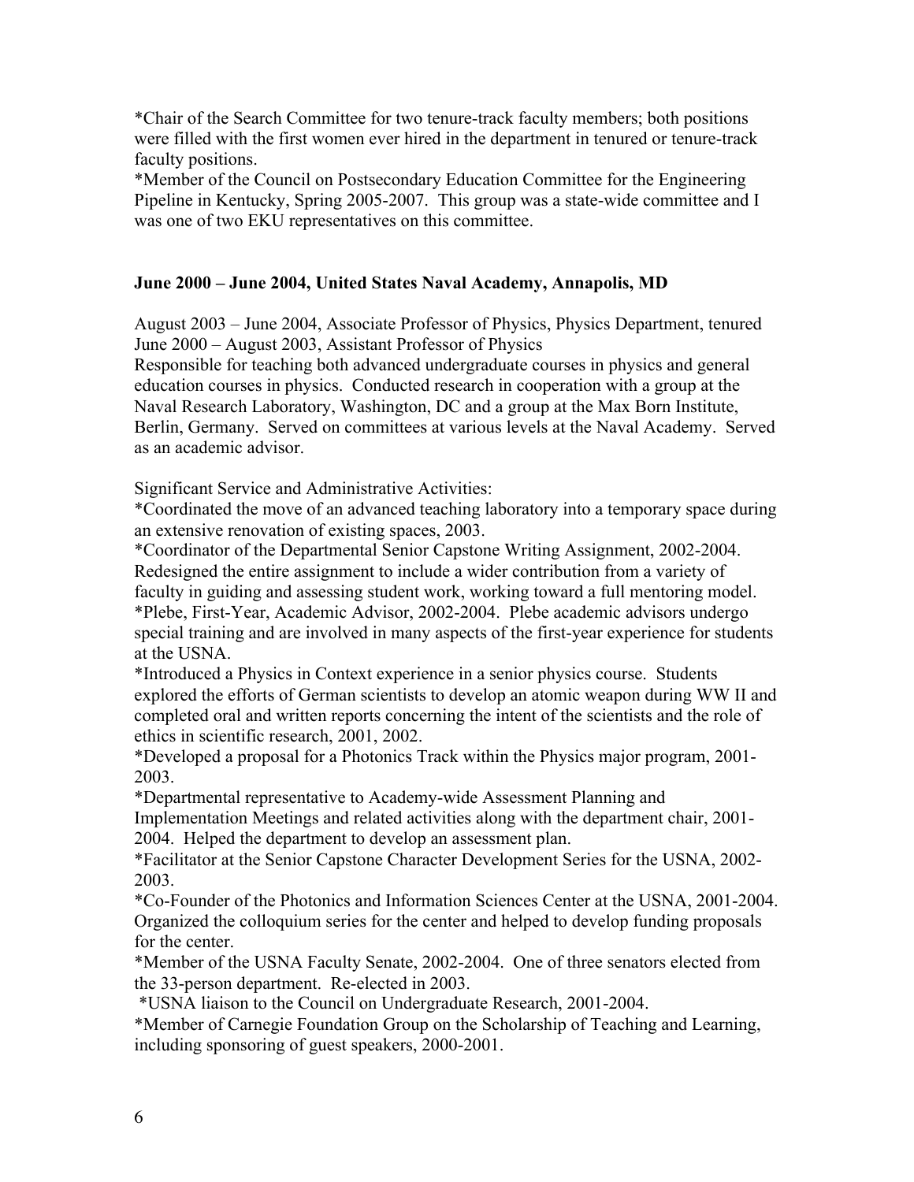*Chair of the Search Committee for two tenure-track faculty members; both positions were filled with the first women ever hired in the department in tenured or tenure-track faculty positions.
*Member of the Council on Postsecondary Education Committee for the Engineering Pipeline in Kentucky, Spring 2005-2007. This group was a state-wide committee and I was one of two EKU representatives on this committee.

**June 2000 – June 2004, United States Naval Academy, Annapolis, MD**

August 2003 – June 2004, Associate Professor of Physics, Physics Department, tenured
June 2000 – August 2003, Assistant Professor of Physics
Responsible for teaching both advanced undergraduate courses in physics and general education courses in physics. Conducted research in cooperation with a group at the Naval Research Laboratory, Washington, DC and a group at the Max Born Institute, Berlin, Germany. Served on committees at various levels at the Naval Academy. Served as an academic advisor.

Significant Service and Administrative Activities:
*Coordinated the move of an advanced teaching laboratory into a temporary space during an extensive renovation of existing spaces, 2003.
*Coordinator of the Departmental Senior Capstone Writing Assignment, 2002-2004. Redesigned the entire assignment to include a wider contribution from a variety of faculty in guiding and assessing student work, working toward a full mentoring model.
*Plebe, First-Year, Academic Advisor, 2002-2004. Plebe academic advisors undergo special training and are involved in many aspects of the first-year experience for students at the USNA.
*Introduced a Physics in Context experience in a senior physics course. Students explored the efforts of German scientists to develop an atomic weapon during WW II and completed oral and written reports concerning the intent of the scientists and the role of ethics in scientific research, 2001, 2002.
*Developed a proposal for a Photonics Track within the Physics major program, 2001-2003.
*Departmental representative to Academy-wide Assessment Planning and Implementation Meetings and related activities along with the department chair, 2001-2004. Helped the department to develop an assessment plan.
*Facilitator at the Senior Capstone Character Development Series for the USNA, 2002-2003.
*Co-Founder of the Photonics and Information Sciences Center at the USNA, 2001-2004. Organized the colloquium series for the center and helped to develop funding proposals for the center.
*Member of the USNA Faculty Senate, 2002-2004. One of three senators elected from the 33-person department. Re-elected in 2003.
*USNA liaison to the Council on Undergraduate Research, 2001-2004.
*Member of Carnegie Foundation Group on the Scholarship of Teaching and Learning, including sponsoring of guest speakers, 2000-2001.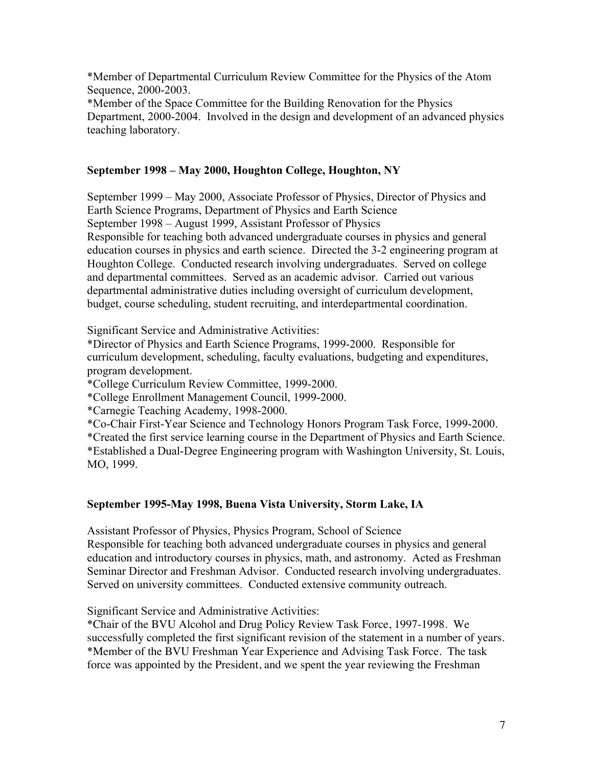*Member of Departmental Curriculum Review Committee for the Physics of the Atom Sequence, 2000-2003.
*Member of the Space Committee for the Building Renovation for the Physics Department, 2000-2004. Involved in the design and development of an advanced physics teaching laboratory.

**September 1998 – May 2000, Houghton College, Houghton, NY**

September 1999 – May 2000, Associate Professor of Physics, Director of Physics and Earth Science Programs, Department of Physics and Earth Science
September 1998 – August 1999, Assistant Professor of Physics
Responsible for teaching both advanced undergraduate courses in physics and general education courses in physics and earth science. Directed the 3-2 engineering program at Houghton College. Conducted research involving undergraduates. Served on college and departmental committees. Served as an academic advisor. Carried out various departmental administrative duties including oversight of curriculum development, budget, course scheduling, student recruiting, and interdepartmental coordination.

Significant Service and Administrative Activities:
*Director of Physics and Earth Science Programs, 1999-2000. Responsible for curriculum development, scheduling, faculty evaluations, budgeting and expenditures, program development.
*College Curriculum Review Committee, 1999-2000.
*College Enrollment Management Council, 1999-2000.
*Carnegie Teaching Academy, 1998-2000.
*Co-Chair First-Year Science and Technology Honors Program Task Force, 1999-2000.
*Created the first service learning course in the Department of Physics and Earth Science.
*Established a Dual-Degree Engineering program with Washington University, St. Louis, MO, 1999.

**September 1995-May 1998, Buena Vista University, Storm Lake, IA**

Assistant Professor of Physics, Physics Program, School of Science
Responsible for teaching both advanced undergraduate courses in physics and general education and introductory courses in physics, math, and astronomy. Acted as Freshman Seminar Director and Freshman Advisor. Conducted research involving undergraduates. Served on university committees. Conducted extensive community outreach.

Significant Service and Administrative Activities:
*Chair of the BVU Alcohol and Drug Policy Review Task Force, 1997-1998. We successfully completed the first significant revision of the statement in a number of years.
*Member of the BVU Freshman Year Experience and Advising Task Force. The task force was appointed by the President, and we spent the year reviewing the Freshman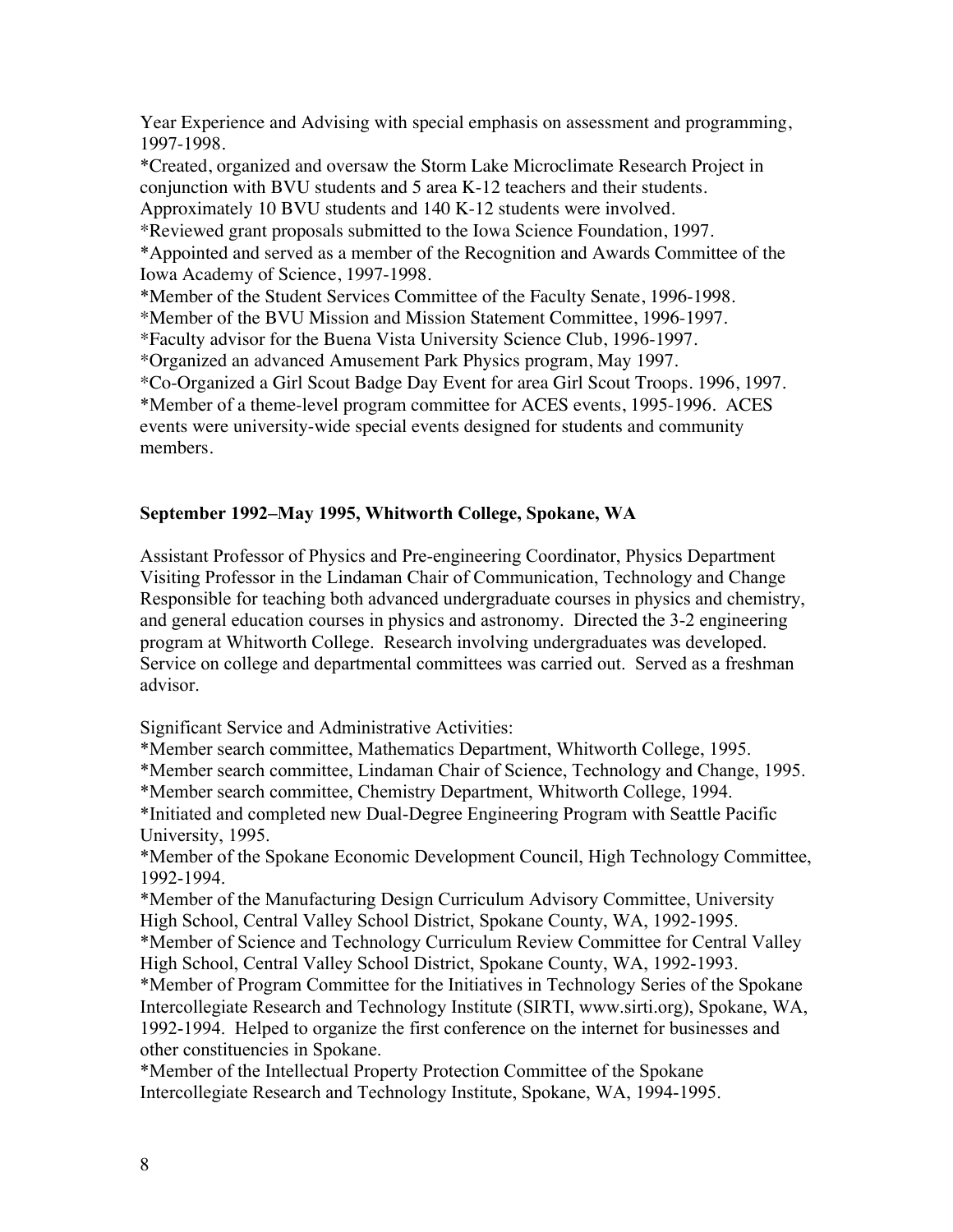Year Experience and Advising with special emphasis on assessment and programming, 1997-1998.
*Created, organized and oversaw the Storm Lake Microclimate Research Project in conjunction with BVU students and 5 area K-12 teachers and their students. Approximately 10 BVU students and 140 K-12 students were involved.
*Reviewed grant proposals submitted to the Iowa Science Foundation, 1997.
*Appointed and served as a member of the Recognition and Awards Committee of the Iowa Academy of Science, 1997-1998.
*Member of the Student Services Committee of the Faculty Senate, 1996-1998.
*Member of the BVU Mission and Mission Statement Committee, 1996-1997.
*Faculty advisor for the Buena Vista University Science Club, 1996-1997.
*Organized an advanced Amusement Park Physics program, May 1997.
*Co-Organized a Girl Scout Badge Day Event for area Girl Scout Troops. 1996, 1997.
*Member of a theme-level program committee for ACES events, 1995-1996. ACES events were university-wide special events designed for students and community members.

**September 1992–May 1995, Whitworth College, Spokane, WA**

Assistant Professor of Physics and Pre-engineering Coordinator, Physics Department
Visiting Professor in the Lindaman Chair of Communication, Technology and Change
Responsible for teaching both advanced undergraduate courses in physics and chemistry, and general education courses in physics and astronomy. Directed the 3-2 engineering program at Whitworth College. Research involving undergraduates was developed. Service on college and departmental committees was carried out. Served as a freshman advisor.

Significant Service and Administrative Activities:
*Member search committee, Mathematics Department, Whitworth College, 1995.
*Member search committee, Lindaman Chair of Science, Technology and Change, 1995.
*Member search committee, Chemistry Department, Whitworth College, 1994.
*Initiated and completed new Dual-Degree Engineering Program with Seattle Pacific University, 1995.
*Member of the Spokane Economic Development Council, High Technology Committee, 1992-1994.
*Member of the Manufacturing Design Curriculum Advisory Committee, University High School, Central Valley School District, Spokane County, WA, 1992-1995.
*Member of Science and Technology Curriculum Review Committee for Central Valley High School, Central Valley School District, Spokane County, WA, 1992-1993.
*Member of Program Committee for the Initiatives in Technology Series of the Spokane Intercollegiate Research and Technology Institute (SIRTI, www.sirti.org), Spokane, WA, 1992-1994. Helped to organize the first conference on the internet for businesses and other constituencies in Spokane.
*Member of the Intellectual Property Protection Committee of the Spokane Intercollegiate Research and Technology Institute, Spokane, WA, 1994-1995.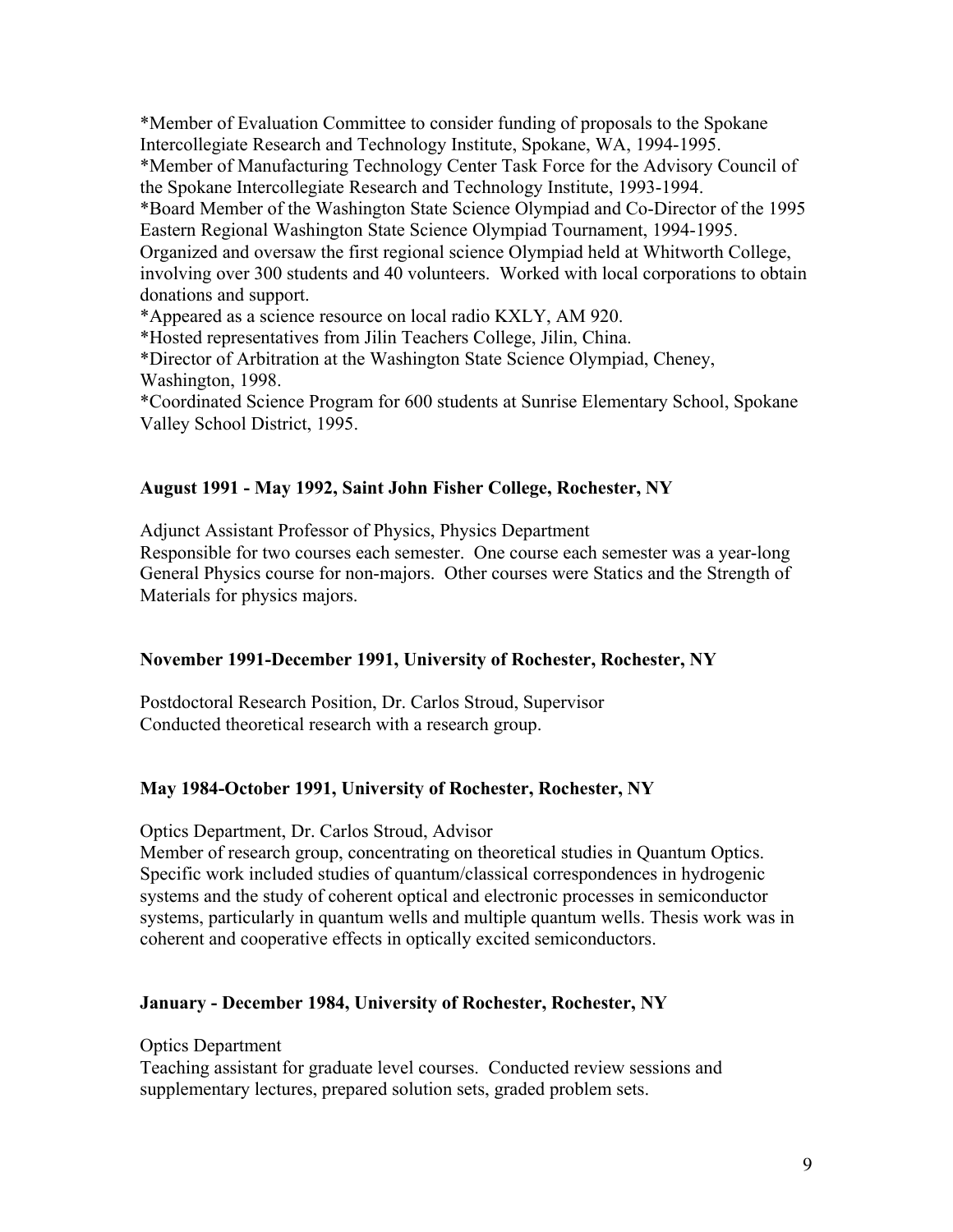*Member of Evaluation Committee to consider funding of proposals to the Spokane Intercollegiate Research and Technology Institute, Spokane, WA, 1994-1995.
*Member of Manufacturing Technology Center Task Force for the Advisory Council of the Spokane Intercollegiate Research and Technology Institute, 1993-1994.
*Board Member of the Washington State Science Olympiad and Co-Director of the 1995 Eastern Regional Washington State Science Olympiad Tournament, 1994-1995. Organized and oversaw the first regional science Olympiad held at Whitworth College, involving over 300 students and 40 volunteers. Worked with local corporations to obtain donations and support.
*Appeared as a science resource on local radio KXLY, AM 920.
*Hosted representatives from Jilin Teachers College, Jilin, China.
*Director of Arbitration at the Washington State Science Olympiad, Cheney, Washington, 1998.
*Coordinated Science Program for 600 students at Sunrise Elementary School, Spokane Valley School District, 1995.

**August 1991 - May 1992, Saint John Fisher College, Rochester, NY**

Adjunct Assistant Professor of Physics, Physics Department
Responsible for two courses each semester. One course each semester was a year-long General Physics course for non-majors. Other courses were Statics and the Strength of Materials for physics majors.

**November 1991-December 1991, University of Rochester, Rochester, NY**

Postdoctoral Research Position, Dr. Carlos Stroud, Supervisor
Conducted theoretical research with a research group.

**May 1984-October 1991, University of Rochester, Rochester, NY**

Optics Department, Dr. Carlos Stroud, Advisor
Member of research group, concentrating on theoretical studies in Quantum Optics. Specific work included studies of quantum/classical correspondences in hydrogenic systems and the study of coherent optical and electronic processes in semiconductor systems, particularly in quantum wells and multiple quantum wells. Thesis work was in coherent and cooperative effects in optically excited semiconductors.

**January - December 1984, University of Rochester, Rochester, NY**

Optics Department
Teaching assistant for graduate level courses. Conducted review sessions and supplementary lectures, prepared solution sets, graded problem sets.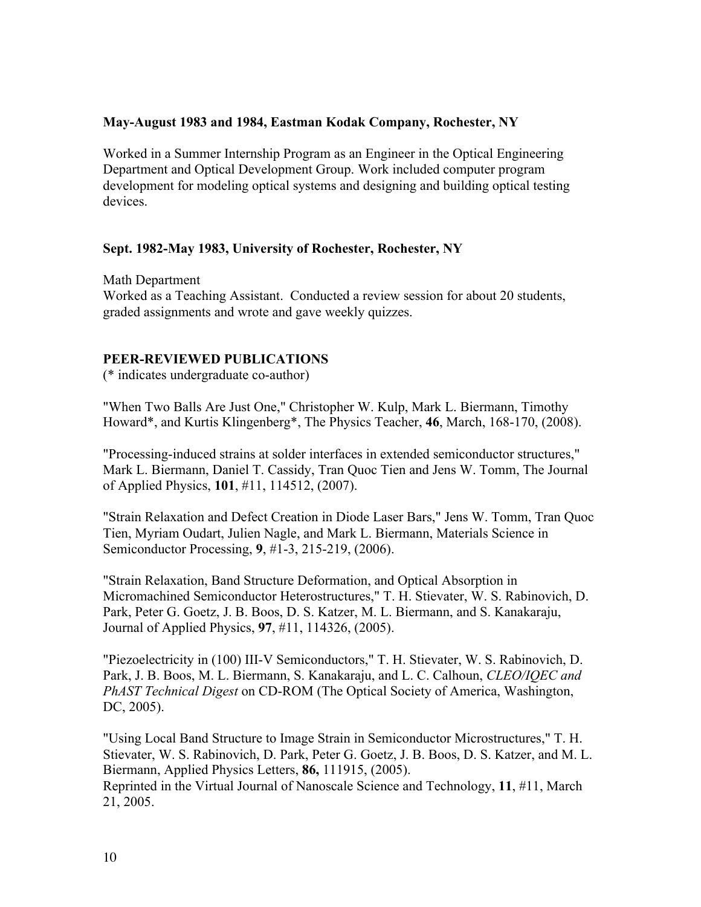**May-August 1983 and 1984, Eastman Kodak Company, Rochester, NY**

Worked in a Summer Internship Program as an Engineer in the Optical Engineering Department and Optical Development Group. Work included computer program development for modeling optical systems and designing and building optical testing devices.

**Sept. 1982-May 1983, University of Rochester, Rochester, NY**

Math Department
Worked as a Teaching Assistant. Conducted a review session for about 20 students, graded assignments and wrote and gave weekly quizzes.

**PEER-REVIEWED PUBLICATIONS**
(* indicates undergraduate co-author)

"When Two Balls Are Just One," Christopher W. Kulp, Mark L. Biermann, Timothy Howard*, and Kurtis Klingenberg*, The Physics Teacher, **46**, March, 168-170, (2008).

"Processing-induced strains at solder interfaces in extended semiconductor structures," Mark L. Biermann, Daniel T. Cassidy, Tran Quoc Tien and Jens W. Tomm, The Journal of Applied Physics, **101**, #11, 114512, (2007).

"Strain Relaxation and Defect Creation in Diode Laser Bars," Jens W. Tomm, Tran Quoc Tien, Myriam Oudart, Julien Nagle, and Mark L. Biermann, Materials Science in Semiconductor Processing, **9**, #1-3, 215-219, (2006).

"Strain Relaxation, Band Structure Deformation, and Optical Absorption in Micromachined Semiconductor Heterostructures," T. H. Stievater, W. S. Rabinovich, D. Park, Peter G. Goetz, J. B. Boos, D. S. Katzer, M. L. Biermann, and S. Kanakaraju, Journal of Applied Physics, **97**, #11, 114326, (2005).

"Piezoelectricity in (100) III-V Semiconductors," T. H. Stievater, W. S. Rabinovich, D. Park, J. B. Boos, M. L. Biermann, S. Kanakaraju, and L. C. Calhoun, *CLEO/IQEC and PhAST Technical Digest* on CD-ROM (The Optical Society of America, Washington, DC, 2005).

"Using Local Band Structure to Image Strain in Semiconductor Microstructures," T. H. Stievater, W. S. Rabinovich, D. Park, Peter G. Goetz, J. B. Boos, D. S. Katzer, and M. L. Biermann, Applied Physics Letters, **86,** 111915, (2005).
Reprinted in the Virtual Journal of Nanoscale Science and Technology, **11**, #11, March 21, 2005.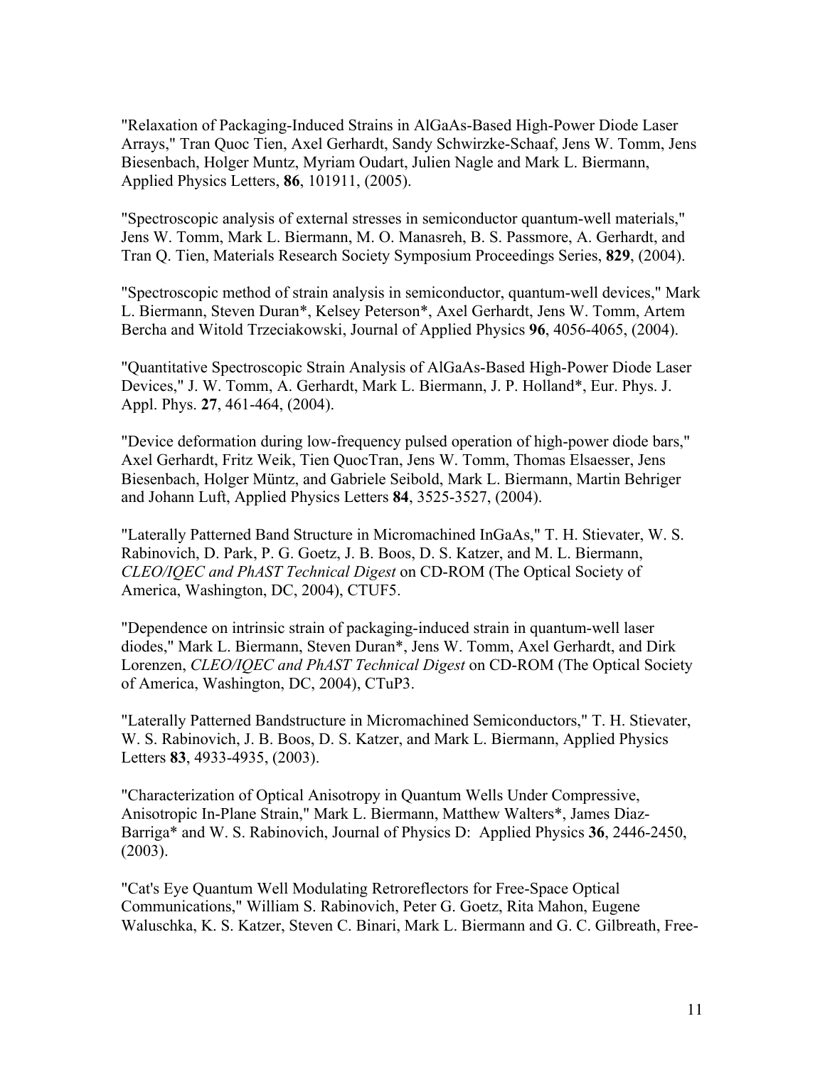"Relaxation of Packaging-Induced Strains in AlGaAs-Based High-Power Diode Laser Arrays," Tran Quoc Tien, Axel Gerhardt, Sandy Schwirzke-Schaaf, Jens W. Tomm, Jens Biesenbach, Holger Muntz, Myriam Oudart, Julien Nagle and Mark L. Biermann, Applied Physics Letters, **86**, 101911, (2005).

"Spectroscopic analysis of external stresses in semiconductor quantum-well materials," Jens W. Tomm, Mark L. Biermann, M. O. Manasreh, B. S. Passmore, A. Gerhardt, and Tran Q. Tien, Materials Research Society Symposium Proceedings Series, **829**, (2004).

"Spectroscopic method of strain analysis in semiconductor, quantum-well devices," Mark L. Biermann, Steven Duran*, Kelsey Peterson*, Axel Gerhardt, Jens W. Tomm, Artem Bercha and Witold Trzeciakowski, Journal of Applied Physics **96**, 4056-4065, (2004).

"Quantitative Spectroscopic Strain Analysis of AlGaAs-Based High-Power Diode Laser Devices," J. W. Tomm, A. Gerhardt, Mark L. Biermann, J. P. Holland*, Eur. Phys. J. Appl. Phys. **27**, 461-464, (2004).

"Device deformation during low-frequency pulsed operation of high-power diode bars," Axel Gerhardt, Fritz Weik, Tien QuocTran, Jens W. Tomm, Thomas Elsaesser, Jens Biesenbach, Holger Müntz, and Gabriele Seibold, Mark L. Biermann, Martin Behriger and Johann Luft, Applied Physics Letters **84**, 3525-3527, (2004).

"Laterally Patterned Band Structure in Micromachined InGaAs," T. H. Stievater, W. S. Rabinovich, D. Park, P. G. Goetz, J. B. Boos, D. S. Katzer, and M. L. Biermann, *CLEO/IQEC and PhAST Technical Digest* on CD-ROM (The Optical Society of America, Washington, DC, 2004), CTUF5.

"Dependence on intrinsic strain of packaging-induced strain in quantum-well laser diodes," Mark L. Biermann, Steven Duran*, Jens W. Tomm, Axel Gerhardt, and Dirk Lorenzen, *CLEO/IQEC and PhAST Technical Digest* on CD-ROM (The Optical Society of America, Washington, DC, 2004), CTuP3.

"Laterally Patterned Bandstructure in Micromachined Semiconductors," T. H. Stievater, W. S. Rabinovich, J. B. Boos, D. S. Katzer, and Mark L. Biermann, Applied Physics Letters **83**, 4933-4935, (2003).

"Characterization of Optical Anisotropy in Quantum Wells Under Compressive, Anisotropic In-Plane Strain," Mark L. Biermann, Matthew Walters*, James Diaz-Barriga* and W. S. Rabinovich, Journal of Physics D: Applied Physics **36**, 2446-2450, (2003).

"Cat's Eye Quantum Well Modulating Retroreflectors for Free-Space Optical Communications," William S. Rabinovich, Peter G. Goetz, Rita Mahon, Eugene Waluschka, K. S. Katzer, Steven C. Binari, Mark L. Biermann and G. C. Gilbreath, Free-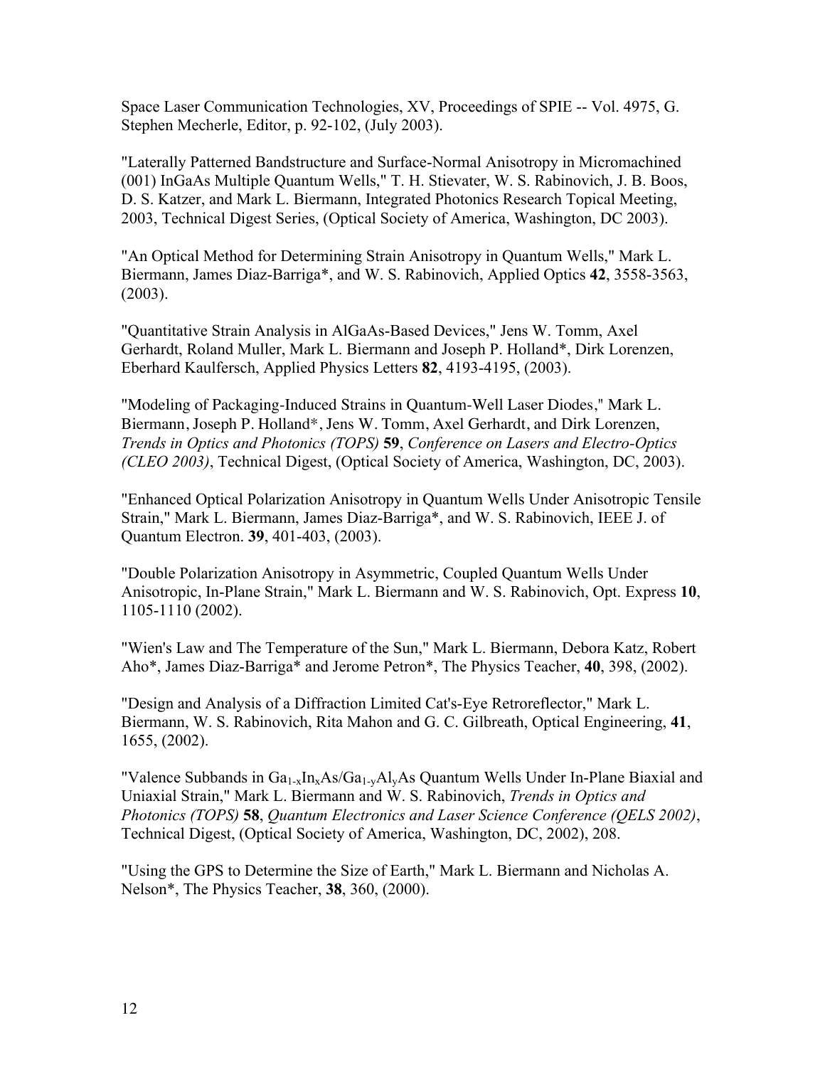Space Laser Communication Technologies, XV, Proceedings of SPIE -- Vol. 4975, G. Stephen Mecherle, Editor, p. 92-102, (July 2003).

"Laterally Patterned Bandstructure and Surface-Normal Anisotropy in Micromachined (001) InGaAs Multiple Quantum Wells," T. H. Stievater, W. S. Rabinovich, J. B. Boos, D. S. Katzer, and Mark L. Biermann, Integrated Photonics Research Topical Meeting, 2003, Technical Digest Series, (Optical Society of America, Washington, DC 2003).

"An Optical Method for Determining Strain Anisotropy in Quantum Wells," Mark L. Biermann, James Diaz-Barriga*, and W. S. Rabinovich, Applied Optics **42**, 3558-3563, (2003).

"Quantitative Strain Analysis in AlGaAs-Based Devices," Jens W. Tomm, Axel Gerhardt, Roland Muller, Mark L. Biermann and Joseph P. Holland*, Dirk Lorenzen, Eberhard Kaulfersch, Applied Physics Letters **82**, 4193-4195, (2003).

"Modeling of Packaging-Induced Strains in Quantum-Well Laser Diodes," Mark L. Biermann, Joseph P. Holland*, Jens W. Tomm, Axel Gerhardt, and Dirk Lorenzen, *Trends in Optics and Photonics (TOPS)* **59**, *Conference on Lasers and Electro-Optics (CLEO 2003)*, Technical Digest, (Optical Society of America, Washington, DC, 2003).

"Enhanced Optical Polarization Anisotropy in Quantum Wells Under Anisotropic Tensile Strain," Mark L. Biermann, James Diaz-Barriga*, and W. S. Rabinovich, IEEE J. of Quantum Electron. **39**, 401-403, (2003).

"Double Polarization Anisotropy in Asymmetric, Coupled Quantum Wells Under Anisotropic, In-Plane Strain," Mark L. Biermann and W. S. Rabinovich, Opt. Express **10**, 1105-1110 (2002).

"Wien's Law and The Temperature of the Sun," Mark L. Biermann, Debora Katz, Robert Aho*, James Diaz-Barriga* and Jerome Petron*, The Physics Teacher, **40**, 398, (2002).

"Design and Analysis of a Diffraction Limited Cat's-Eye Retroreflector," Mark L. Biermann, W. S. Rabinovich, Rita Mahon and G. C. Gilbreath, Optical Engineering, **41**, 1655, (2002).

"Valence Subbands in $Ga_{1-x}In_xAs/Ga_{1-y}Al_yAs$ Quantum Wells Under In-Plane Biaxial and Uniaxial Strain," Mark L. Biermann and W. S. Rabinovich, *Trends in Optics and Photonics (TOPS)* **58**, *Quantum Electronics and Laser Science Conference (QELS 2002)*, Technical Digest, (Optical Society of America, Washington, DC, 2002), 208.

"Using the GPS to Determine the Size of Earth," Mark L. Biermann and Nicholas A. Nelson*, The Physics Teacher, **38**, 360, (2000).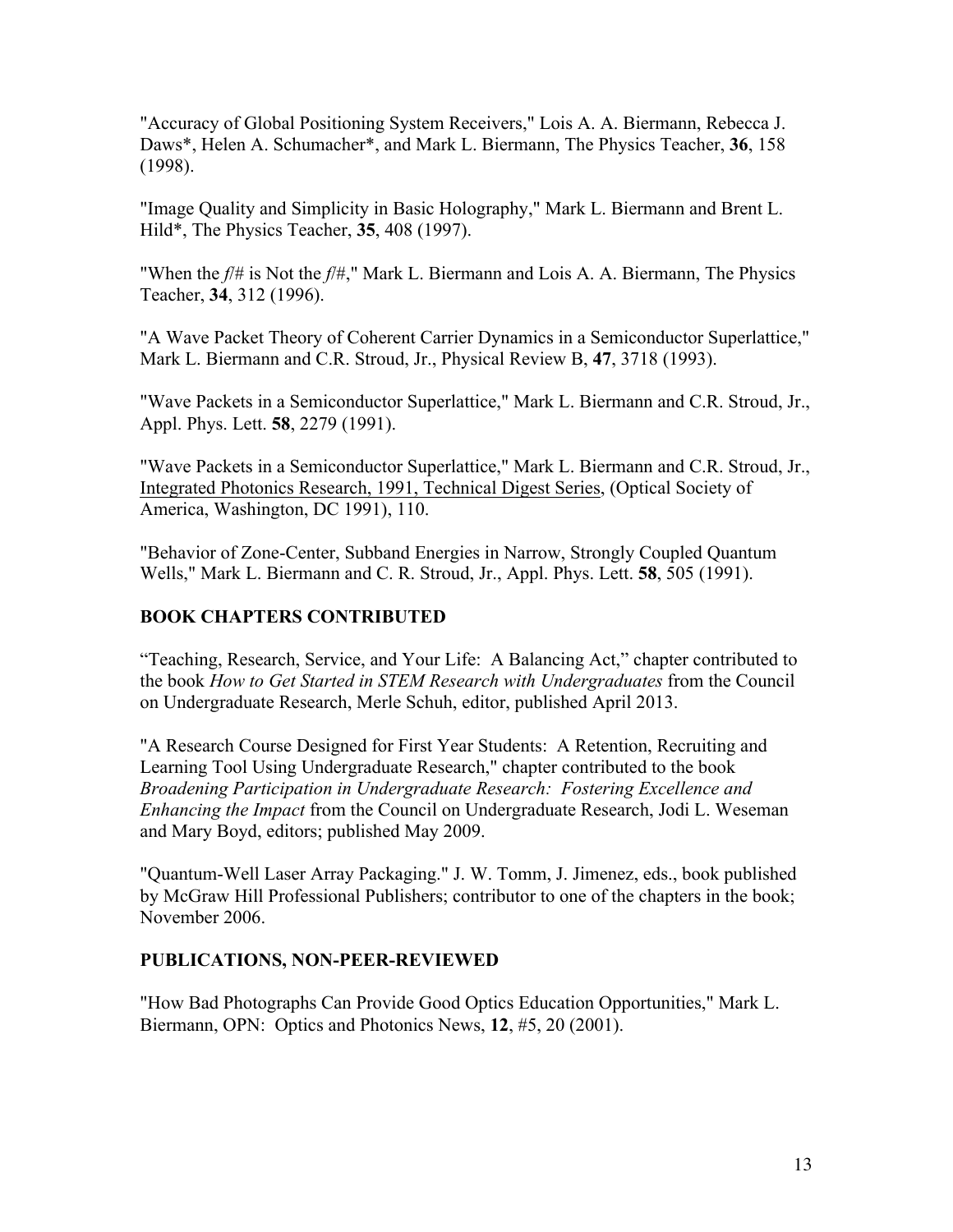"Accuracy of Global Positioning System Receivers," Lois A. A. Biermann, Rebecca J. Daws*, Helen A. Schumacher*, and Mark L. Biermann, The Physics Teacher, **36**, 158 (1998).

"Image Quality and Simplicity in Basic Holography," Mark L. Biermann and Brent L. Hild*, The Physics Teacher, **35**, 408 (1997).

"When the *f*/# is Not the *f*/#," Mark L. Biermann and Lois A. A. Biermann, The Physics Teacher, **34**, 312 (1996).

"A Wave Packet Theory of Coherent Carrier Dynamics in a Semiconductor Superlattice," Mark L. Biermann and C.R. Stroud, Jr., Physical Review B, **47**, 3718 (1993).

"Wave Packets in a Semiconductor Superlattice," Mark L. Biermann and C.R. Stroud, Jr., Appl. Phys. Lett. **58**, 2279 (1991).

"Wave Packets in a Semiconductor Superlattice," Mark L. Biermann and C.R. Stroud, Jr., Integrated Photonics Research, 1991, Technical Digest Series, (Optical Society of America, Washington, DC 1991), 110.

"Behavior of Zone-Center, Subband Energies in Narrow, Strongly Coupled Quantum Wells," Mark L. Biermann and C. R. Stroud, Jr., Appl. Phys. Lett. **58**, 505 (1991).

## BOOK CHAPTERS CONTRIBUTED

"Teaching, Research, Service, and Your Life: A Balancing Act," chapter contributed to the book *How to Get Started in STEM Research with Undergraduates* from the Council on Undergraduate Research, Merle Schuh, editor, published April 2013.

"A Research Course Designed for First Year Students: A Retention, Recruiting and Learning Tool Using Undergraduate Research," chapter contributed to the book *Broadening Participation in Undergraduate Research: Fostering Excellence and Enhancing the Impact* from the Council on Undergraduate Research, Jodi L. Weseman and Mary Boyd, editors; published May 2009.

"Quantum-Well Laser Array Packaging." J. W. Tomm, J. Jimenez, eds., book published by McGraw Hill Professional Publishers; contributor to one of the chapters in the book; November 2006.

## PUBLICATIONS, NON-PEER-REVIEWED

"How Bad Photographs Can Provide Good Optics Education Opportunities," Mark L. Biermann, OPN: Optics and Photonics News, **12**, #5, 20 (2001).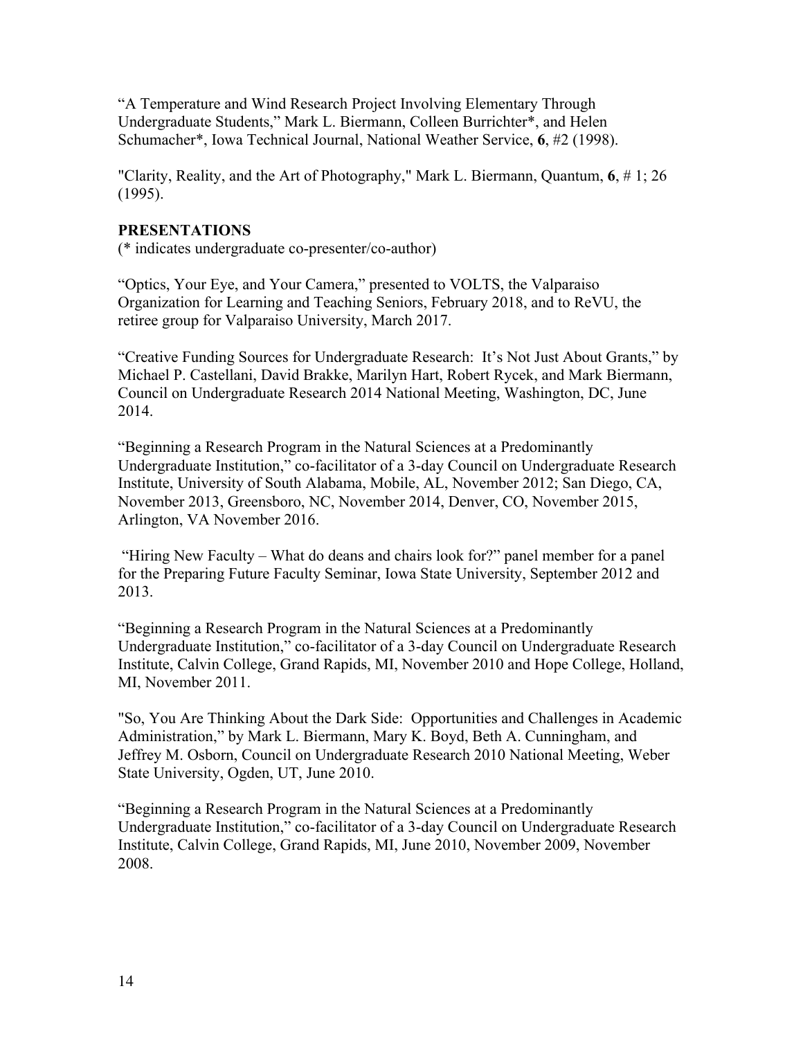"A Temperature and Wind Research Project Involving Elementary Through Undergraduate Students," Mark L. Biermann, Colleen Burrichter*, and Helen Schumacher*, Iowa Technical Journal, National Weather Service, **6**, #2 (1998).

"Clarity, Reality, and the Art of Photography," Mark L. Biermann, Quantum, **6**, # 1; 26 (1995).

**PRESENTATIONS**
(* indicates undergraduate co-presenter/co-author)

"Optics, Your Eye, and Your Camera," presented to VOLTS, the Valparaiso Organization for Learning and Teaching Seniors, February 2018, and to ReVU, the retiree group for Valparaiso University, March 2017.

"Creative Funding Sources for Undergraduate Research: It's Not Just About Grants," by Michael P. Castellani, David Brakke, Marilyn Hart, Robert Rycek, and Mark Biermann, Council on Undergraduate Research 2014 National Meeting, Washington, DC, June 2014.

"Beginning a Research Program in the Natural Sciences at a Predominantly Undergraduate Institution," co-facilitator of a 3-day Council on Undergraduate Research Institute, University of South Alabama, Mobile, AL, November 2012; San Diego, CA, November 2013, Greensboro, NC, November 2014, Denver, CO, November 2015, Arlington, VA November 2016.

"Hiring New Faculty – What do deans and chairs look for?" panel member for a panel for the Preparing Future Faculty Seminar, Iowa State University, September 2012 and 2013.

"Beginning a Research Program in the Natural Sciences at a Predominantly Undergraduate Institution," co-facilitator of a 3-day Council on Undergraduate Research Institute, Calvin College, Grand Rapids, MI, November 2010 and Hope College, Holland, MI, November 2011.

"So, You Are Thinking About the Dark Side: Opportunities and Challenges in Academic Administration," by Mark L. Biermann, Mary K. Boyd, Beth A. Cunningham, and Jeffrey M. Osborn, Council on Undergraduate Research 2010 National Meeting, Weber State University, Ogden, UT, June 2010.

"Beginning a Research Program in the Natural Sciences at a Predominantly Undergraduate Institution," co-facilitator of a 3-day Council on Undergraduate Research Institute, Calvin College, Grand Rapids, MI, June 2010, November 2009, November 2008.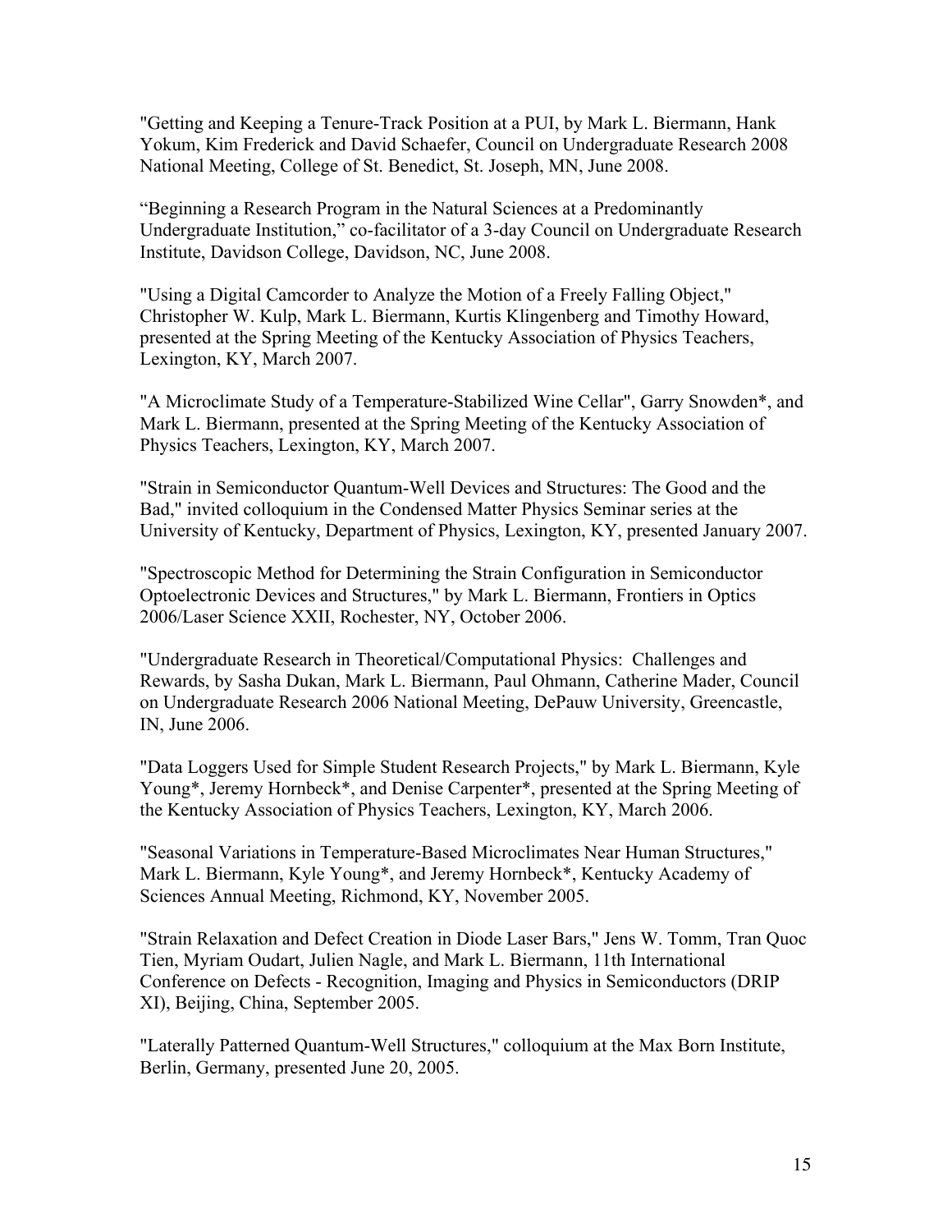"Getting and Keeping a Tenure-Track Position at a PUI, by Mark L. Biermann, Hank Yokum, Kim Frederick and David Schaefer, Council on Undergraduate Research 2008 National Meeting, College of St. Benedict, St. Joseph, MN, June 2008.

“Beginning a Research Program in the Natural Sciences at a Predominantly Undergraduate Institution,” co-facilitator of a 3-day Council on Undergraduate Research Institute, Davidson College, Davidson, NC, June 2008.

"Using a Digital Camcorder to Analyze the Motion of a Freely Falling Object," Christopher W. Kulp, Mark L. Biermann, Kurtis Klingenberg and Timothy Howard, presented at the Spring Meeting of the Kentucky Association of Physics Teachers, Lexington, KY, March 2007.

"A Microclimate Study of a Temperature-Stabilized Wine Cellar", Garry Snowden*, and Mark L. Biermann, presented at the Spring Meeting of the Kentucky Association of Physics Teachers, Lexington, KY, March 2007.

"Strain in Semiconductor Quantum-Well Devices and Structures: The Good and the Bad," invited colloquium in the Condensed Matter Physics Seminar series at the University of Kentucky, Department of Physics, Lexington, KY, presented January 2007.

"Spectroscopic Method for Determining the Strain Configuration in Semiconductor Optoelectronic Devices and Structures," by Mark L. Biermann, Frontiers in Optics 2006/Laser Science XXII, Rochester, NY, October 2006.

"Undergraduate Research in Theoretical/Computational Physics: Challenges and Rewards, by Sasha Dukan, Mark L. Biermann, Paul Ohmann, Catherine Mader, Council on Undergraduate Research 2006 National Meeting, DePauw University, Greencastle, IN, June 2006.

"Data Loggers Used for Simple Student Research Projects," by Mark L. Biermann, Kyle Young*, Jeremy Hornbeck*, and Denise Carpenter*, presented at the Spring Meeting of the Kentucky Association of Physics Teachers, Lexington, KY, March 2006.

"Seasonal Variations in Temperature-Based Microclimates Near Human Structures," Mark L. Biermann, Kyle Young*, and Jeremy Hornbeck*, Kentucky Academy of Sciences Annual Meeting, Richmond, KY, November 2005.

"Strain Relaxation and Defect Creation in Diode Laser Bars," Jens W. Tomm, Tran Quoc Tien, Myriam Oudart, Julien Nagle, and Mark L. Biermann, 11th International Conference on Defects - Recognition, Imaging and Physics in Semiconductors (DRIP XI), Beijing, China, September 2005.

"Laterally Patterned Quantum-Well Structures," colloquium at the Max Born Institute, Berlin, Germany, presented June 20, 2005.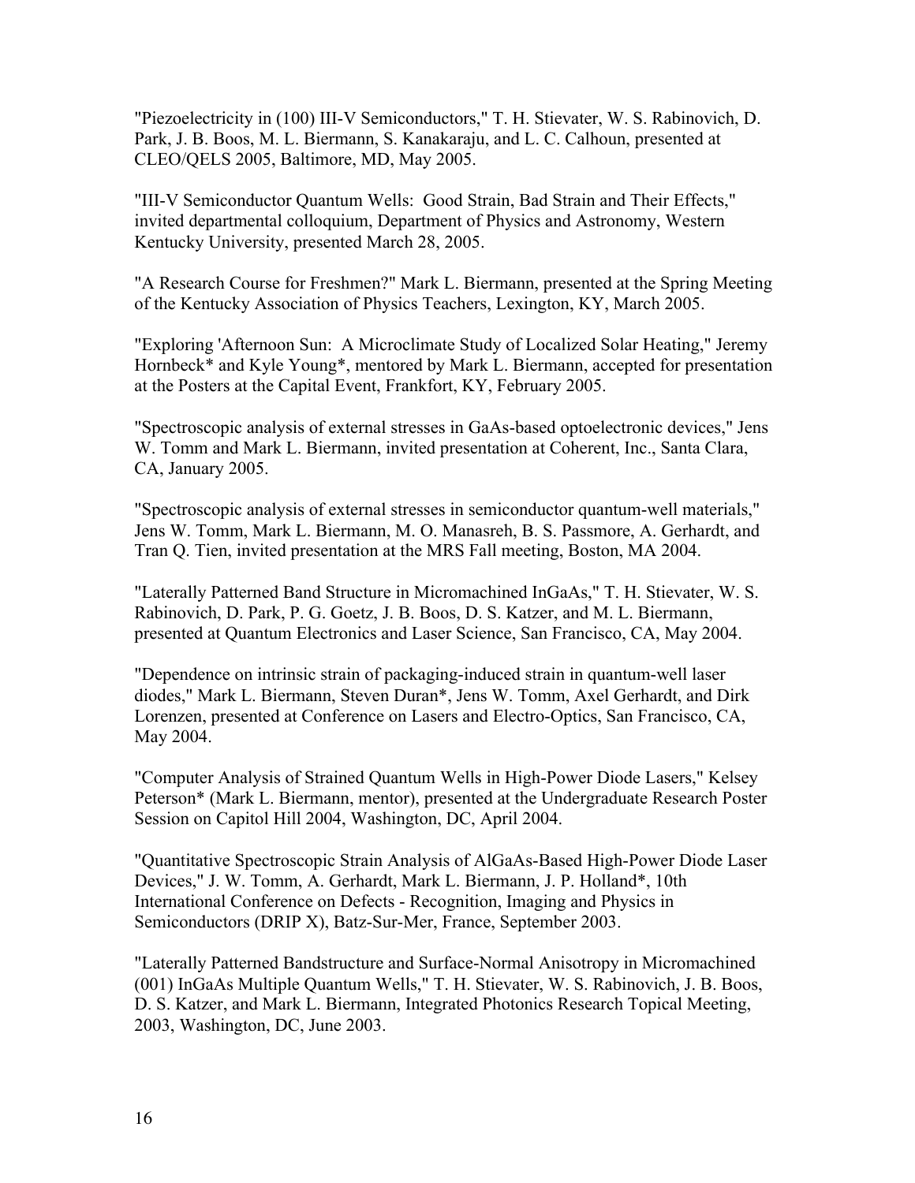"Piezoelectricity in (100) III-V Semiconductors," T. H. Stievater, W. S. Rabinovich, D. Park, J. B. Boos, M. L. Biermann, S. Kanakaraju, and L. C. Calhoun, presented at CLEO/QELS 2005, Baltimore, MD, May 2005.

"III-V Semiconductor Quantum Wells: Good Strain, Bad Strain and Their Effects," invited departmental colloquium, Department of Physics and Astronomy, Western Kentucky University, presented March 28, 2005.

"A Research Course for Freshmen?" Mark L. Biermann, presented at the Spring Meeting of the Kentucky Association of Physics Teachers, Lexington, KY, March 2005.

"Exploring 'Afternoon Sun: A Microclimate Study of Localized Solar Heating," Jeremy Hornbeck* and Kyle Young*, mentored by Mark L. Biermann, accepted for presentation at the Posters at the Capital Event, Frankfort, KY, February 2005.

"Spectroscopic analysis of external stresses in GaAs-based optoelectronic devices," Jens W. Tomm and Mark L. Biermann, invited presentation at Coherent, Inc., Santa Clara, CA, January 2005.

"Spectroscopic analysis of external stresses in semiconductor quantum-well materials," Jens W. Tomm, Mark L. Biermann, M. O. Manasreh, B. S. Passmore, A. Gerhardt, and Tran Q. Tien, invited presentation at the MRS Fall meeting, Boston, MA 2004.

"Laterally Patterned Band Structure in Micromachined InGaAs," T. H. Stievater, W. S. Rabinovich, D. Park, P. G. Goetz, J. B. Boos, D. S. Katzer, and M. L. Biermann, presented at Quantum Electronics and Laser Science, San Francisco, CA, May 2004.

"Dependence on intrinsic strain of packaging-induced strain in quantum-well laser diodes," Mark L. Biermann, Steven Duran*, Jens W. Tomm, Axel Gerhardt, and Dirk Lorenzen, presented at Conference on Lasers and Electro-Optics, San Francisco, CA, May 2004.

"Computer Analysis of Strained Quantum Wells in High-Power Diode Lasers," Kelsey Peterson* (Mark L. Biermann, mentor), presented at the Undergraduate Research Poster Session on Capitol Hill 2004, Washington, DC, April 2004.

"Quantitative Spectroscopic Strain Analysis of AlGaAs-Based High-Power Diode Laser Devices," J. W. Tomm, A. Gerhardt, Mark L. Biermann, J. P. Holland*, 10th International Conference on Defects - Recognition, Imaging and Physics in Semiconductors (DRIP X), Batz-Sur-Mer, France, September 2003.

"Laterally Patterned Bandstructure and Surface-Normal Anisotropy in Micromachined (001) InGaAs Multiple Quantum Wells," T. H. Stievater, W. S. Rabinovich, J. B. Boos, D. S. Katzer, and Mark L. Biermann, Integrated Photonics Research Topical Meeting, 2003, Washington, DC, June 2003.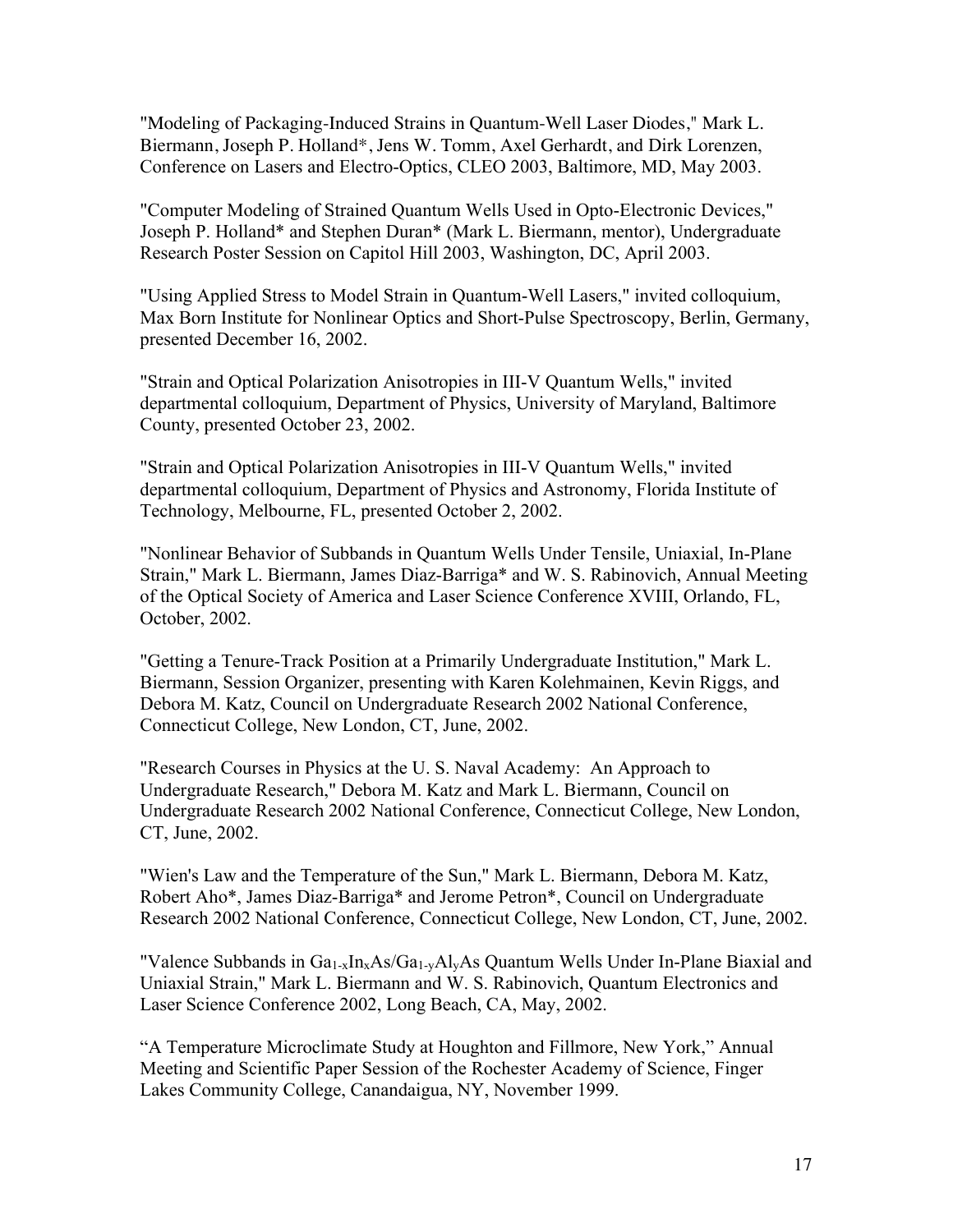"Modeling of Packaging-Induced Strains in Quantum-Well Laser Diodes," Mark L. Biermann, Joseph P. Holland*, Jens W. Tomm, Axel Gerhardt, and Dirk Lorenzen, Conference on Lasers and Electro-Optics, CLEO 2003, Baltimore, MD, May 2003.

"Computer Modeling of Strained Quantum Wells Used in Opto-Electronic Devices," Joseph P. Holland* and Stephen Duran* (Mark L. Biermann, mentor), Undergraduate Research Poster Session on Capitol Hill 2003, Washington, DC, April 2003.

"Using Applied Stress to Model Strain in Quantum-Well Lasers," invited colloquium, Max Born Institute for Nonlinear Optics and Short-Pulse Spectroscopy, Berlin, Germany, presented December 16, 2002.

"Strain and Optical Polarization Anisotropies in III-V Quantum Wells," invited departmental colloquium, Department of Physics, University of Maryland, Baltimore County, presented October 23, 2002.

"Strain and Optical Polarization Anisotropies in III-V Quantum Wells," invited departmental colloquium, Department of Physics and Astronomy, Florida Institute of Technology, Melbourne, FL, presented October 2, 2002.

"Nonlinear Behavior of Subbands in Quantum Wells Under Tensile, Uniaxial, In-Plane Strain," Mark L. Biermann, James Diaz-Barriga* and W. S. Rabinovich, Annual Meeting of the Optical Society of America and Laser Science Conference XVIII, Orlando, FL, October, 2002.

"Getting a Tenure-Track Position at a Primarily Undergraduate Institution," Mark L. Biermann, Session Organizer, presenting with Karen Kolehmainen, Kevin Riggs, and Debora M. Katz, Council on Undergraduate Research 2002 National Conference, Connecticut College, New London, CT, June, 2002.

"Research Courses in Physics at the U. S. Naval Academy: An Approach to Undergraduate Research," Debora M. Katz and Mark L. Biermann, Council on Undergraduate Research 2002 National Conference, Connecticut College, New London, CT, June, 2002.

"Wien's Law and the Temperature of the Sun," Mark L. Biermann, Debora M. Katz, Robert Aho*, James Diaz-Barriga* and Jerome Petron*, Council on Undergraduate Research 2002 National Conference, Connecticut College, New London, CT, June, 2002.

"Valence Subbands in $Ga_{1-x}In_xAs/Ga_{1-y}Al_yAs$ Quantum Wells Under In-Plane Biaxial and Uniaxial Strain," Mark L. Biermann and W. S. Rabinovich, Quantum Electronics and Laser Science Conference 2002, Long Beach, CA, May, 2002.

"A Temperature Microclimate Study at Houghton and Fillmore, New York," Annual Meeting and Scientific Paper Session of the Rochester Academy of Science, Finger Lakes Community College, Canandaigua, NY, November 1999.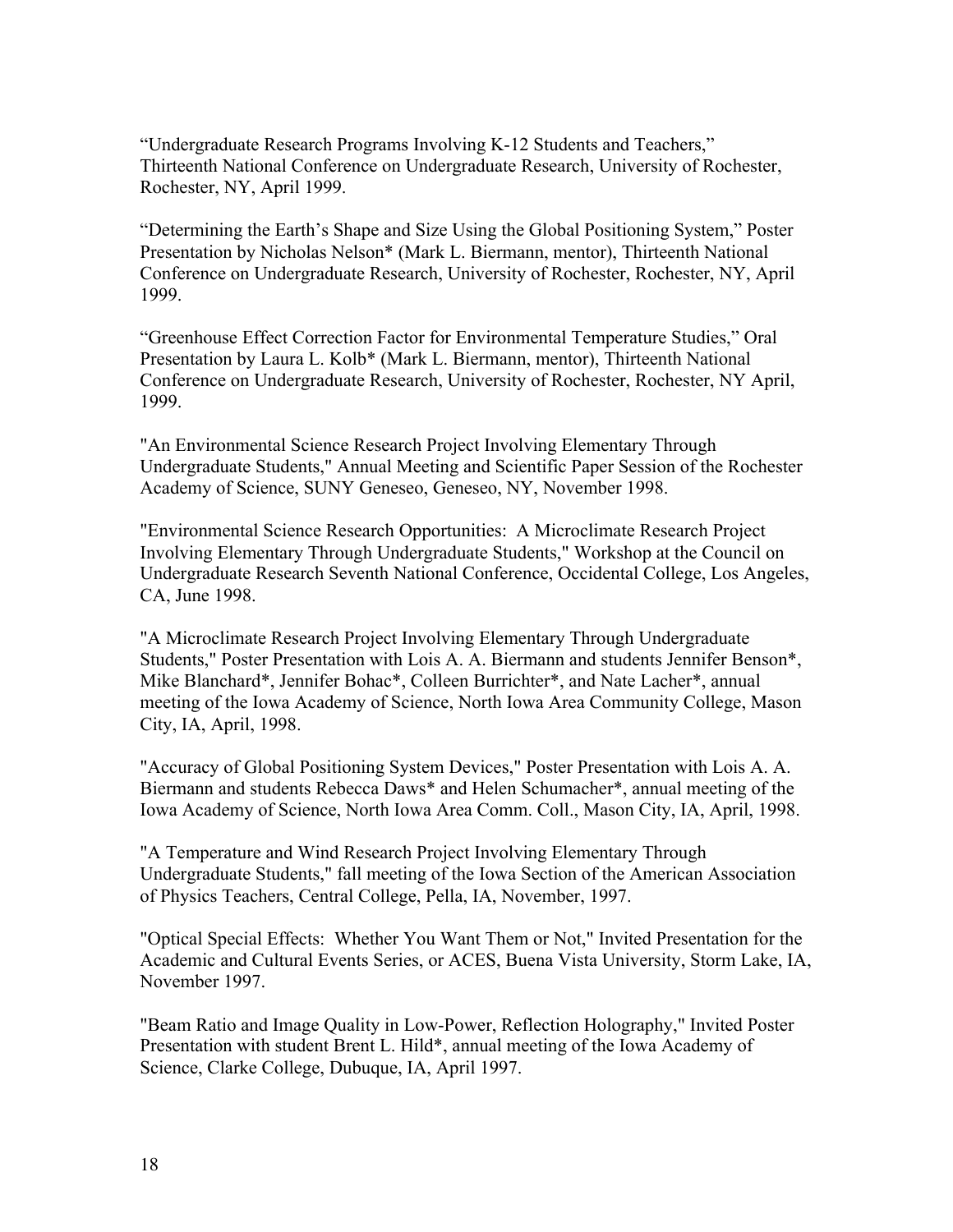“Undergraduate Research Programs Involving K-12 Students and Teachers,” Thirteenth National Conference on Undergraduate Research, University of Rochester, Rochester, NY, April 1999.

“Determining the Earth’s Shape and Size Using the Global Positioning System,” Poster Presentation by Nicholas Nelson* (Mark L. Biermann, mentor), Thirteenth National Conference on Undergraduate Research, University of Rochester, Rochester, NY, April 1999.

“Greenhouse Effect Correction Factor for Environmental Temperature Studies,” Oral Presentation by Laura L. Kolb* (Mark L. Biermann, mentor), Thirteenth National Conference on Undergraduate Research, University of Rochester, Rochester, NY April, 1999.

"An Environmental Science Research Project Involving Elementary Through Undergraduate Students," Annual Meeting and Scientific Paper Session of the Rochester Academy of Science, SUNY Geneseo, Geneseo, NY, November 1998.

"Environmental Science Research Opportunities: A Microclimate Research Project Involving Elementary Through Undergraduate Students," Workshop at the Council on Undergraduate Research Seventh National Conference, Occidental College, Los Angeles, CA, June 1998.

"A Microclimate Research Project Involving Elementary Through Undergraduate Students," Poster Presentation with Lois A. A. Biermann and students Jennifer Benson*, Mike Blanchard*, Jennifer Bohac*, Colleen Burrichter*, and Nate Lacher*, annual meeting of the Iowa Academy of Science, North Iowa Area Community College, Mason City, IA, April, 1998.

"Accuracy of Global Positioning System Devices," Poster Presentation with Lois A. A. Biermann and students Rebecca Daws* and Helen Schumacher*, annual meeting of the Iowa Academy of Science, North Iowa Area Comm. Coll., Mason City, IA, April, 1998.

"A Temperature and Wind Research Project Involving Elementary Through Undergraduate Students," fall meeting of the Iowa Section of the American Association of Physics Teachers, Central College, Pella, IA, November, 1997.

"Optical Special Effects: Whether You Want Them or Not," Invited Presentation for the Academic and Cultural Events Series, or ACES, Buena Vista University, Storm Lake, IA, November 1997.

"Beam Ratio and Image Quality in Low-Power, Reflection Holography," Invited Poster Presentation with student Brent L. Hild*, annual meeting of the Iowa Academy of Science, Clarke College, Dubuque, IA, April 1997.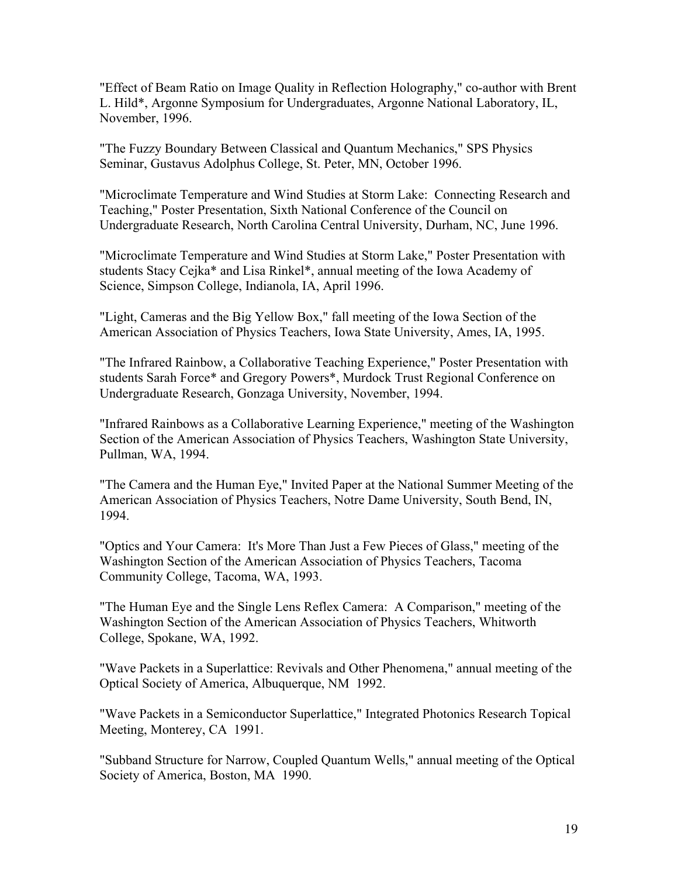"Effect of Beam Ratio on Image Quality in Reflection Holography," co-author with Brent L. Hild*, Argonne Symposium for Undergraduates, Argonne National Laboratory, IL, November, 1996.

"The Fuzzy Boundary Between Classical and Quantum Mechanics," SPS Physics Seminar, Gustavus Adolphus College, St. Peter, MN, October 1996.

"Microclimate Temperature and Wind Studies at Storm Lake: Connecting Research and Teaching," Poster Presentation, Sixth National Conference of the Council on Undergraduate Research, North Carolina Central University, Durham, NC, June 1996.

"Microclimate Temperature and Wind Studies at Storm Lake," Poster Presentation with students Stacy Cejka* and Lisa Rinkel*, annual meeting of the Iowa Academy of Science, Simpson College, Indianola, IA, April 1996.

"Light, Cameras and the Big Yellow Box," fall meeting of the Iowa Section of the American Association of Physics Teachers, Iowa State University, Ames, IA, 1995.

"The Infrared Rainbow, a Collaborative Teaching Experience," Poster Presentation with students Sarah Force* and Gregory Powers*, Murdock Trust Regional Conference on Undergraduate Research, Gonzaga University, November, 1994.

"Infrared Rainbows as a Collaborative Learning Experience," meeting of the Washington Section of the American Association of Physics Teachers, Washington State University, Pullman, WA, 1994.

"The Camera and the Human Eye," Invited Paper at the National Summer Meeting of the American Association of Physics Teachers, Notre Dame University, South Bend, IN, 1994.

"Optics and Your Camera: It's More Than Just a Few Pieces of Glass," meeting of the Washington Section of the American Association of Physics Teachers, Tacoma Community College, Tacoma, WA, 1993.

"The Human Eye and the Single Lens Reflex Camera: A Comparison," meeting of the Washington Section of the American Association of Physics Teachers, Whitworth College, Spokane, WA, 1992.

"Wave Packets in a Superlattice: Revivals and Other Phenomena," annual meeting of the Optical Society of America, Albuquerque, NM 1992.

"Wave Packets in a Semiconductor Superlattice," Integrated Photonics Research Topical Meeting, Monterey, CA 1991.

"Subband Structure for Narrow, Coupled Quantum Wells," annual meeting of the Optical Society of America, Boston, MA 1990.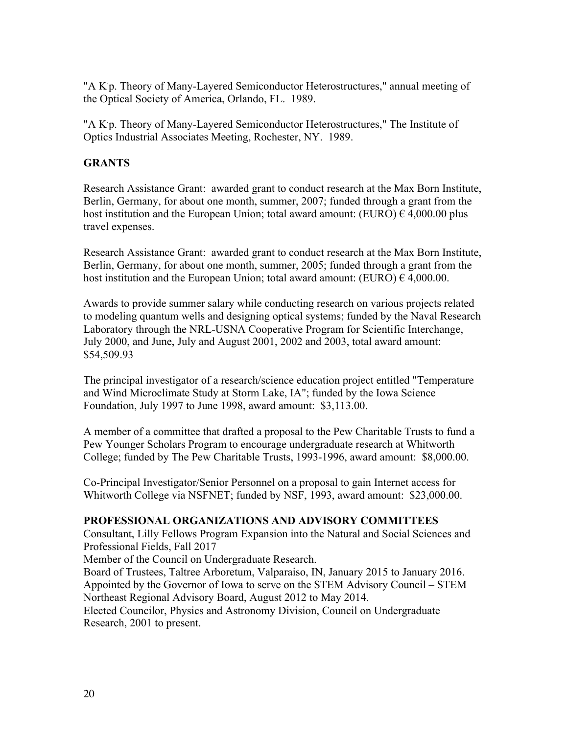"A K·p. Theory of Many-Layered Semiconductor Heterostructures," annual meeting of the Optical Society of America, Orlando, FL. 1989.

"A K·p. Theory of Many-Layered Semiconductor Heterostructures," The Institute of Optics Industrial Associates Meeting, Rochester, NY. 1989.

**GRANTS**

Research Assistance Grant: awarded grant to conduct research at the Max Born Institute, Berlin, Germany, for about one month, summer, 2007; funded through a grant from the host institution and the European Union; total award amount: (EURO) € 4,000.00 plus travel expenses.

Research Assistance Grant: awarded grant to conduct research at the Max Born Institute, Berlin, Germany, for about one month, summer, 2005; funded through a grant from the host institution and the European Union; total award amount: (EURO) € 4,000.00.

Awards to provide summer salary while conducting research on various projects related to modeling quantum wells and designing optical systems; funded by the Naval Research Laboratory through the NRL-USNA Cooperative Program for Scientific Interchange, July 2000, and June, July and August 2001, 2002 and 2003, total award amount: $54,509.93

The principal investigator of a research/science education project entitled "Temperature and Wind Microclimate Study at Storm Lake, IA"; funded by the Iowa Science Foundation, July 1997 to June 1998, award amount: $3,113.00.

A member of a committee that drafted a proposal to the Pew Charitable Trusts to fund a Pew Younger Scholars Program to encourage undergraduate research at Whitworth College; funded by The Pew Charitable Trusts, 1993-1996, award amount: $8,000.00.

Co-Principal Investigator/Senior Personnel on a proposal to gain Internet access for Whitworth College via NSFNET; funded by NSF, 1993, award amount: $23,000.00.

**PROFESSIONAL ORGANIZATIONS AND ADVISORY COMMITTEES**

Consultant, Lilly Fellows Program Expansion into the Natural and Social Sciences and Professional Fields, Fall 2017

Member of the Council on Undergraduate Research.

Board of Trustees, Taltree Arboretum, Valparaiso, IN, January 2015 to January 2016.

Appointed by the Governor of Iowa to serve on the STEM Advisory Council – STEM Northeast Regional Advisory Board, August 2012 to May 2014.

Elected Councilor, Physics and Astronomy Division, Council on Undergraduate Research, 2001 to present.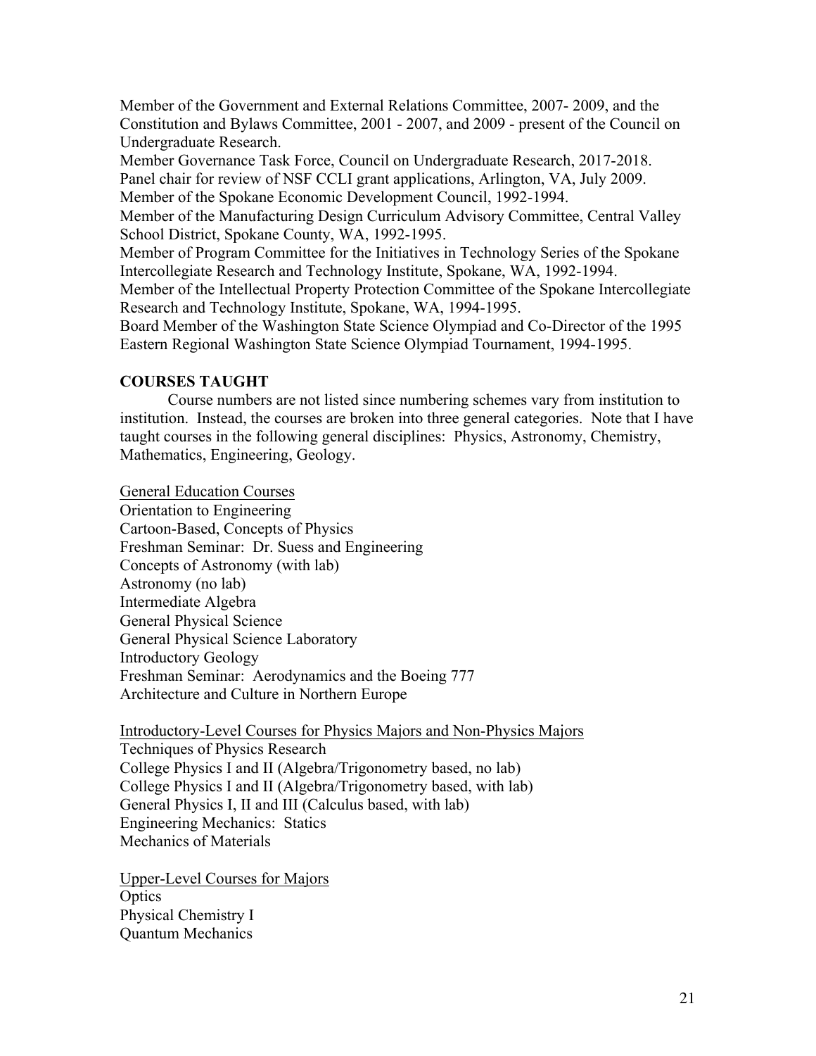Member of the Government and External Relations Committee, 2007- 2009, and the Constitution and Bylaws Committee, 2001 - 2007, and 2009 - present of the Council on Undergraduate Research.

Member Governance Task Force, Council on Undergraduate Research, 2017-2018.

Panel chair for review of NSF CCLI grant applications, Arlington, VA, July 2009.

Member of the Spokane Economic Development Council, 1992-1994.

Member of the Manufacturing Design Curriculum Advisory Committee, Central Valley School District, Spokane County, WA, 1992-1995.

Member of Program Committee for the Initiatives in Technology Series of the Spokane Intercollegiate Research and Technology Institute, Spokane, WA, 1992-1994.

Member of the Intellectual Property Protection Committee of the Spokane Intercollegiate Research and Technology Institute, Spokane, WA, 1994-1995.

Board Member of the Washington State Science Olympiad and Co-Director of the 1995 Eastern Regional Washington State Science Olympiad Tournament, 1994-1995.

**COURSES TAUGHT**

Course numbers are not listed since numbering schemes vary from institution to institution. Instead, the courses are broken into three general categories. Note that I have taught courses in the following general disciplines: Physics, Astronomy, Chemistry, Mathematics, Engineering, Geology.

<u>General Education Courses</u>

Orientation to Engineering
Cartoon-Based, Concepts of Physics
Freshman Seminar: Dr. Suess and Engineering
Concepts of Astronomy (with lab)
Astronomy (no lab)
Intermediate Algebra
General Physical Science
General Physical Science Laboratory
Introductory Geology
Freshman Seminar: Aerodynamics and the Boeing 777
Architecture and Culture in Northern Europe

<u>Introductory-Level Courses for Physics Majors and Non-Physics Majors</u>

Techniques of Physics Research
College Physics I and II (Algebra/Trigonometry based, no lab)
College Physics I and II (Algebra/Trigonometry based, with lab)
General Physics I, II and III (Calculus based, with lab)
Engineering Mechanics: Statics
Mechanics of Materials

<u>Upper-Level Courses for Majors</u>

Optics
Physical Chemistry I
Quantum Mechanics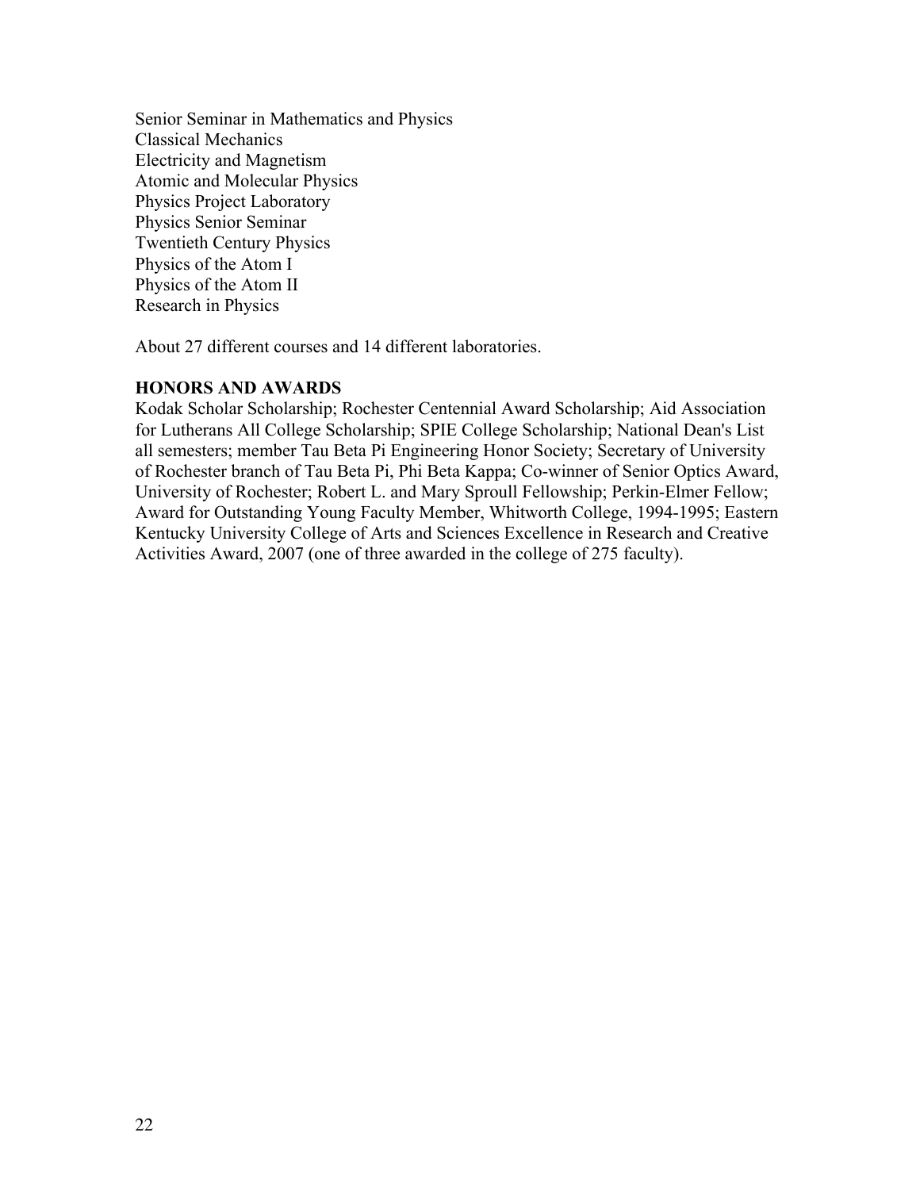Senior Seminar in Mathematics and Physics
Classical Mechanics
Electricity and Magnetism
Atomic and Molecular Physics
Physics Project Laboratory
Physics Senior Seminar
Twentieth Century Physics
Physics of the Atom I
Physics of the Atom II
Research in Physics

About 27 different courses and 14 different laboratories.

**HONORS AND AWARDS**

Kodak Scholar Scholarship; Rochester Centennial Award Scholarship; Aid Association for Lutherans All College Scholarship; SPIE College Scholarship; National Dean's List all semesters; member Tau Beta Pi Engineering Honor Society; Secretary of University of Rochester branch of Tau Beta Pi, Phi Beta Kappa; Co-winner of Senior Optics Award, University of Rochester; Robert L. and Mary Sproull Fellowship; Perkin-Elmer Fellow; Award for Outstanding Young Faculty Member, Whitworth College, 1994-1995; Eastern Kentucky University College of Arts and Sciences Excellence in Research and Creative Activities Award, 2007 (one of three awarded in the college of 275 faculty).